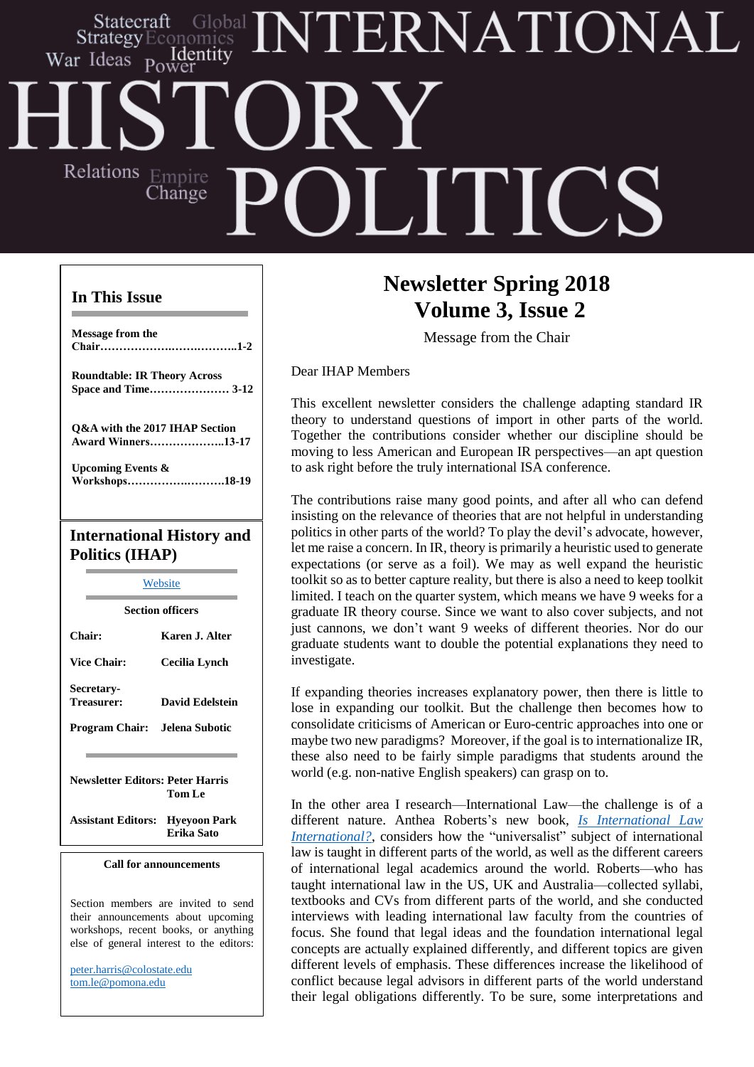# INTERNATIONAL HISTORY POLITICS

Statecraft Global Strategy Economics War Ideas Identity Power Relations Empire Change

## In This Issue

**Message from the Chair……………………………..1-2**

**Roundtable: IR Theory Across Space and Time………………… 3-12**

**Q&A with the 2017 IHAP Section Award Winners………………..13-17**

**Upcoming Events & Workshops……………………….18-19**

## International History and Politics (IHAP)

Website

**Section officers**

| | |
|---|---|
| **Chair:** | **Karen J. Alter** |
| **Vice Chair:** | **Cecilia Lynch** |
| **Secretary-Treasurer:** | **David Edelstein** |
| **Program Chair:** | **Jelena Subotic** |

**Newsletter Editors: Peter Harris, Tom Le**

**Assistant Editors: Hyeyoon Park, Erika Sato**

**Call for announcements**

Section members are invited to send their announcements about upcoming workshops, recent books, or anything else of general interest to the editors:

peter.harris@colostate.edu
tom.le@pomona.edu

# Newsletter Spring 2018
# Volume 3, Issue 2

Message from the Chair

Dear IHAP Members

This excellent newsletter considers the challenge adapting standard IR theory to understand questions of import in other parts of the world. Together the contributions consider whether our discipline should be moving to less American and European IR perspectives—an apt question to ask right before the truly international ISA conference.

The contributions raise many good points, and after all who can defend insisting on the relevance of theories that are not helpful in understanding politics in other parts of the world? To play the devil's advocate, however, let me raise a concern. In IR, theory is primarily a heuristic used to generate expectations (or serve as a foil). We may as well expand the heuristic toolkit so as to better capture reality, but there is also a need to keep toolkit limited. I teach on the quarter system, which means we have 9 weeks for a graduate IR theory course. Since we want to also cover subjects, and not just cannons, we don't want 9 weeks of different theories. Nor do our graduate students want to double the potential explanations they need to investigate.

If expanding theories increases explanatory power, then there is little to lose in expanding our toolkit. But the challenge then becomes how to consolidate criticisms of American or Euro-centric approaches into one or maybe two new paradigms? Moreover, if the goal is to internationalize IR, these also need to be fairly simple paradigms that students around the world (e.g. non-native English speakers) can grasp on to.

In the other area I research—International Law—the challenge is of a different nature. Anthea Roberts's new book, *Is International Law International?*, considers how the "universalist" subject of international law is taught in different parts of the world, as well as the different careers of international legal academics around the world. Roberts—who has taught international law in the US, UK and Australia—collected syllabi, textbooks and CVs from different parts of the world, and she conducted interviews with leading international law faculty from the countries of focus. She found that legal ideas and the foundation international legal concepts are actually explained differently, and different topics are given different levels of emphasis. These differences increase the likelihood of conflict because legal advisors in different parts of the world understand their legal obligations differently. To be sure, some interpretations and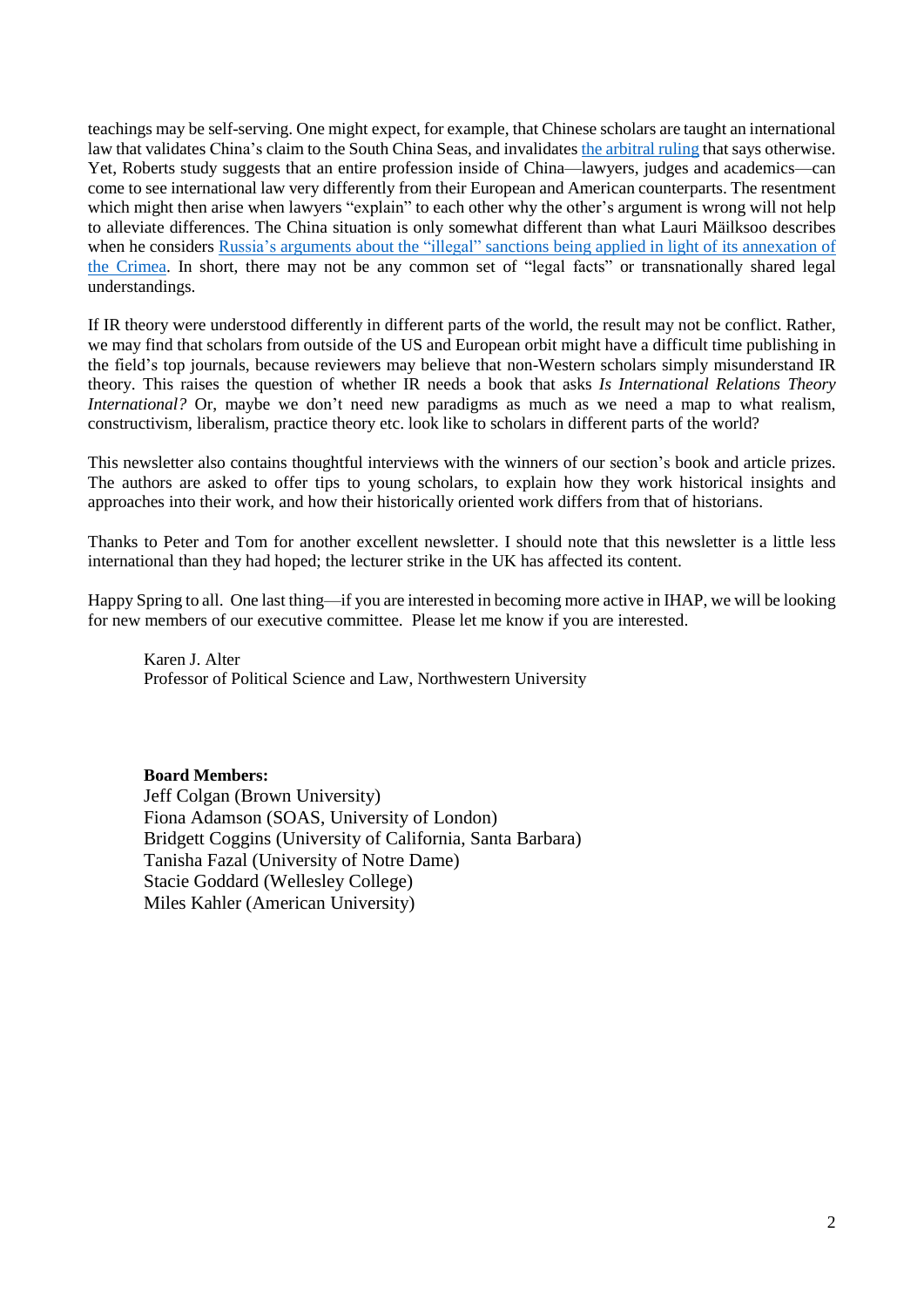teachings may be self-serving. One might expect, for example, that Chinese scholars are taught an international law that validates China's claim to the South China Seas, and invalidates the arbitral ruling that says otherwise. Yet, Roberts study suggests that an entire profession inside of China—lawyers, judges and academics—can come to see international law very differently from their European and American counterparts. The resentment which might then arise when lawyers "explain" to each other why the other's argument is wrong will not help to alleviate differences. The China situation is only somewhat different than what Lauri Mälksoo describes when he considers Russia's arguments about the "illegal" sanctions being applied in light of its annexation of the Crimea. In short, there may not be any common set of "legal facts" or transnationally shared legal understandings.

If IR theory were understood differently in different parts of the world, the result may not be conflict. Rather, we may find that scholars from outside of the US and European orbit might have a difficult time publishing in the field's top journals, because reviewers may believe that non-Western scholars simply misunderstand IR theory. This raises the question of whether IR needs a book that asks *Is International Relations Theory International?* Or, maybe we don't need new paradigms as much as we need a map to what realism, constructivism, liberalism, practice theory etc. look like to scholars in different parts of the world?

This newsletter also contains thoughtful interviews with the winners of our section's book and article prizes. The authors are asked to offer tips to young scholars, to explain how they work historical insights and approaches into their work, and how their historically oriented work differs from that of historians.

Thanks to Peter and Tom for another excellent newsletter. I should note that this newsletter is a little less international than they had hoped; the lecturer strike in the UK has affected its content.

Happy Spring to all. One last thing—if you are interested in becoming more active in IHAP, we will be looking for new members of our executive committee. Please let me know if you are interested.

Karen J. Alter
Professor of Political Science and Law, Northwestern University

**Board Members:**
Jeff Colgan (Brown University)
Fiona Adamson (SOAS, University of London)
Bridgett Coggins (University of California, Santa Barbara)
Tanisha Fazal (University of Notre Dame)
Stacie Goddard (Wellesley College)
Miles Kahler (American University)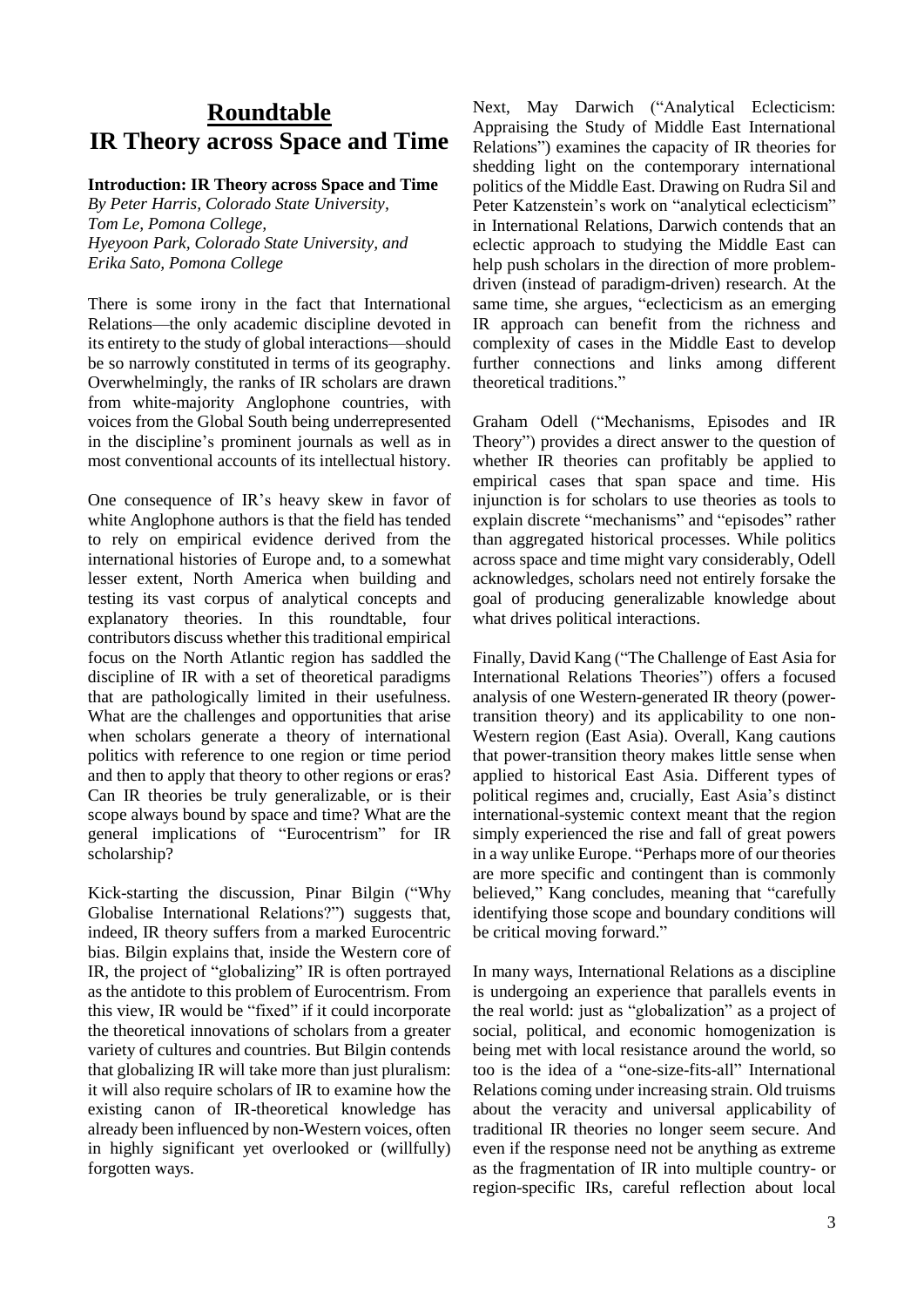# Roundtable
# IR Theory across Space and Time

### Introduction: IR Theory across Space and Time

*By Peter Harris, Colorado State University, Tom Le, Pomona College, Hyeyoon Park, Colorado State University, and Erika Sato, Pomona College*

There is some irony in the fact that International Relations—the only academic discipline devoted in its entirety to the study of global interactions—should be so narrowly constituted in terms of its geography. Overwhelmingly, the ranks of IR scholars are drawn from white-majority Anglophone countries, with voices from the Global South being underrepresented in the discipline's prominent journals as well as in most conventional accounts of its intellectual history.

One consequence of IR's heavy skew in favor of white Anglophone authors is that the field has tended to rely on empirical evidence derived from the international histories of Europe and, to a somewhat lesser extent, North America when building and testing its vast corpus of analytical concepts and explanatory theories. In this roundtable, four contributors discuss whether this traditional empirical focus on the North Atlantic region has saddled the discipline of IR with a set of theoretical paradigms that are pathologically limited in their usefulness. What are the challenges and opportunities that arise when scholars generate a theory of international politics with reference to one region or time period and then to apply that theory to other regions or eras? Can IR theories be truly generalizable, or is their scope always bound by space and time? What are the general implications of "Eurocentrism" for IR scholarship?

Kick-starting the discussion, Pinar Bilgin ("Why Globalise International Relations?") suggests that, indeed, IR theory suffers from a marked Eurocentric bias. Bilgin explains that, inside the Western core of IR, the project of "globalizing" IR is often portrayed as the antidote to this problem of Eurocentrism. From this view, IR would be "fixed" if it could incorporate the theoretical innovations of scholars from a greater variety of cultures and countries. But Bilgin contends that globalizing IR will take more than just pluralism: it will also require scholars of IR to examine how the existing canon of IR-theoretical knowledge has already been influenced by non-Western voices, often in highly significant yet overlooked or (willfully) forgotten ways.

Next, May Darwich ("Analytical Eclecticism: Appraising the Study of Middle East International Relations") examines the capacity of IR theories for shedding light on the contemporary international politics of the Middle East. Drawing on Rudra Sil and Peter Katzenstein's work on "analytical eclecticism" in International Relations, Darwich contends that an eclectic approach to studying the Middle East can help push scholars in the direction of more problem-driven (instead of paradigm-driven) research. At the same time, she argues, "eclecticism as an emerging IR approach can benefit from the richness and complexity of cases in the Middle East to develop further connections and links among different theoretical traditions."

Graham Odell ("Mechanisms, Episodes and IR Theory") provides a direct answer to the question of whether IR theories can profitably be applied to empirical cases that span space and time. His injunction is for scholars to use theories as tools to explain discrete "mechanisms" and "episodes" rather than aggregated historical processes. While politics across space and time might vary considerably, Odell acknowledges, scholars need not entirely forsake the goal of producing generalizable knowledge about what drives political interactions.

Finally, David Kang ("The Challenge of East Asia for International Relations Theories") offers a focused analysis of one Western-generated IR theory (power-transition theory) and its applicability to one non-Western region (East Asia). Overall, Kang cautions that power-transition theory makes little sense when applied to historical East Asia. Different types of political regimes and, crucially, East Asia's distinct international-systemic context meant that the region simply experienced the rise and fall of great powers in a way unlike Europe. "Perhaps more of our theories are more specific and contingent than is commonly believed," Kang concludes, meaning that "carefully identifying those scope and boundary conditions will be critical moving forward."

In many ways, International Relations as a discipline is undergoing an experience that parallels events in the real world: just as "globalization" as a project of social, political, and economic homogenization is being met with local resistance around the world, so too is the idea of a "one-size-fits-all" International Relations coming under increasing strain. Old truisms about the veracity and universal applicability of traditional IR theories no longer seem secure. And even if the response need not be anything as extreme as the fragmentation of IR into multiple country- or region-specific IRs, careful reflection about local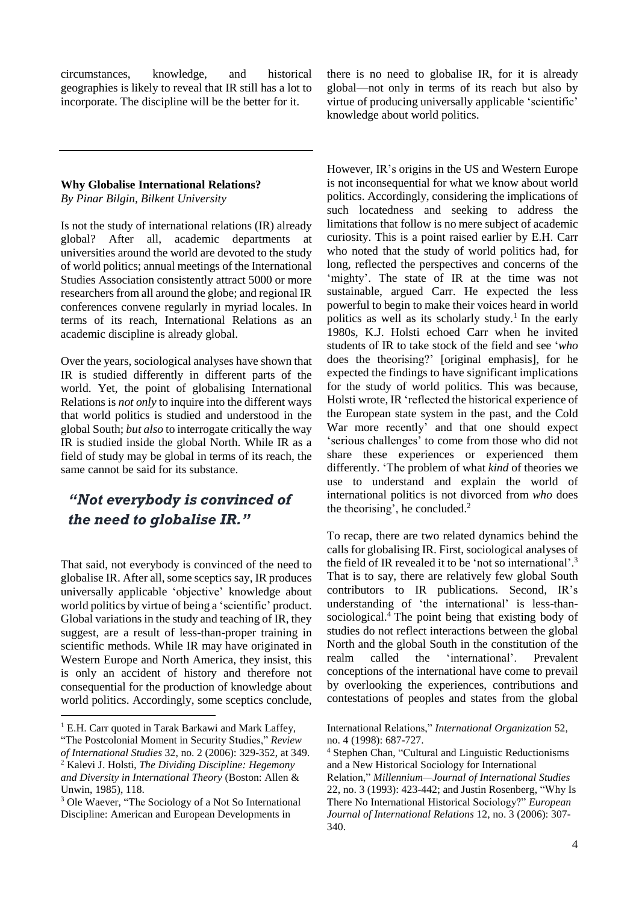circumstances, knowledge, and historical geographies is likely to reveal that IR still has a lot to incorporate. The discipline will be the better for it.

---

## Why Globalise International Relations?

*By Pinar Bilgin, Bilkent University*

Is not the study of international relations (IR) already global? After all, academic departments at universities around the world are devoted to the study of world politics; annual meetings of the International Studies Association consistently attract 5000 or more researchers from all around the globe; and regional IR conferences convene regularly in myriad locales. In terms of its reach, International Relations as an academic discipline is already global.

Over the years, sociological analyses have shown that IR is studied differently in different parts of the world. Yet, the point of globalising International Relations is *not only* to inquire into the different ways that world politics is studied and understood in the global South; *but also* to interrogate critically the way IR is studied inside the global North. While IR as a field of study may be global in terms of its reach, the same cannot be said for its substance.

> ***"Not everybody is convinced of the need to globalise IR."***

That said, not everybody is convinced of the need to globalise IR. After all, some sceptics say, IR produces universally applicable 'objective' knowledge about world politics by virtue of being a 'scientific' product. Global variations in the study and teaching of IR, they suggest, are a result of less-than-proper training in scientific methods. While IR may have originated in Western Europe and North America, they insist, this is only an accident of history and therefore not consequential for the production of knowledge about world politics. Accordingly, some sceptics conclude, there is no need to globalise IR, for it is already global—not only in terms of its reach but also by virtue of producing universally applicable 'scientific' knowledge about world politics.

However, IR's origins in the US and Western Europe is not inconsequential for what we know about world politics. Accordingly, considering the implications of such locatedness and seeking to address the limitations that follow is no mere subject of academic curiosity. This is a point raised earlier by E.H. Carr who noted that the study of world politics had, for long, reflected the perspectives and concerns of the 'mighty'. The state of IR at the time was not sustainable, argued Carr. He expected the less powerful to begin to make their voices heard in world politics as well as its scholarly study.[1] In the early 1980s, K.J. Holsti echoed Carr when he invited students of IR to take stock of the field and see '*who* does the theorising?' [original emphasis], for he expected the findings to have significant implications for the study of world politics. This was because, Holsti wrote, IR 'reflected the historical experience of the European state system in the past, and the Cold War more recently' and that one should expect 'serious challenges' to come from those who did not share these experiences or experienced them differently. 'The problem of what *kind* of theories we use to understand and explain the world of international politics is not divorced from *who* does the theorising', he concluded.[2]

To recap, there are two related dynamics behind the calls for globalising IR. First, sociological analyses of the field of IR revealed it to be 'not so international'.[3] That is to say, there are relatively few global South contributors to IR publications. Second, IR's understanding of 'the international' is less-than-sociological.[4] The point being that existing body of studies do not reflect interactions between the global North and the global South in the constitution of the realm called the 'international'. Prevalent conceptions of the international have come to prevail by overlooking the experiences, contributions and contestations of peoples and states from the global

---

[1] E.H. Carr quoted in Tarak Barkawi and Mark Laffey, "The Postcolonial Moment in Security Studies," *Review of International Studies* 32, no. 2 (2006): 329-352, at 349.

[2] Kalevi J. Holsti, *The Dividing Discipline: Hegemony and Diversity in International Theory* (Boston: Allen & Unwin, 1985), 118.

[3] Ole Waever, "The Sociology of a Not So International Discipline: American and European Developments in International Relations," *International Organization* 52, no. 4 (1998): 687-727.

[4] Stephen Chan, "Cultural and Linguistic Reductionisms and a New Historical Sociology for International Relation," *Millennium—Journal of International Studies* 22, no. 3 (1993): 423-442; and Justin Rosenberg, "Why Is There No International Historical Sociology?" *European Journal of International Relations* 12, no. 3 (2006): 307-340.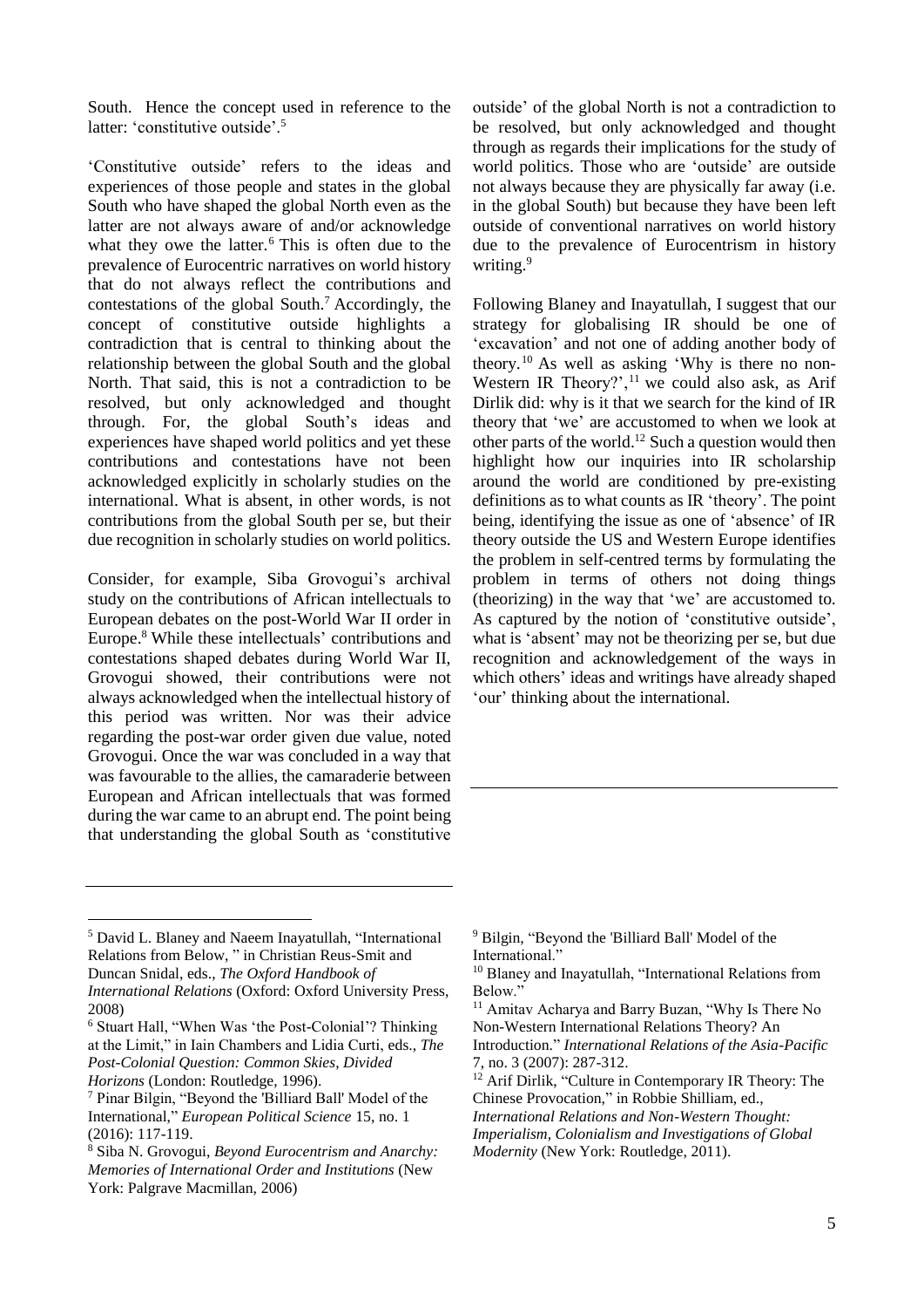South. Hence the concept used in reference to the latter: 'constitutive outside'.[5]

'Constitutive outside' refers to the ideas and experiences of those people and states in the global South who have shaped the global North even as the latter are not always aware of and/or acknowledge what they owe the latter.[6] This is often due to the prevalence of Eurocentric narratives on world history that do not always reflect the contributions and contestations of the global South.[7] Accordingly, the concept of constitutive outside highlights a contradiction that is central to thinking about the relationship between the global South and the global North. That said, this is not a contradiction to be resolved, but only acknowledged and thought through. For, the global South's ideas and experiences have shaped world politics and yet these contributions and contestations have not been acknowledged explicitly in scholarly studies on the international. What is absent, in other words, is not contributions from the global South per se, but their due recognition in scholarly studies on world politics.

Consider, for example, Siba Grovogui's archival study on the contributions of African intellectuals to European debates on the post-World War II order in Europe.[8] While these intellectuals' contributions and contestations shaped debates during World War II, Grovogui showed, their contributions were not always acknowledged when the intellectual history of this period was written. Nor was their advice regarding the post-war order given due value, noted Grovogui. Once the war was concluded in a way that was favourable to the allies, the camaraderie between European and African intellectuals that was formed during the war came to an abrupt end. The point being that understanding the global South as 'constitutive outside' of the global North is not a contradiction to be resolved, but only acknowledged and thought through as regards their implications for the study of world politics. Those who are 'outside' are outside not always because they are physically far away (i.e. in the global South) but because they have been left outside of conventional narratives on world history due to the prevalence of Eurocentrism in history writing.[9]

Following Blaney and Inayatullah, I suggest that our strategy for globalising IR should be one of 'excavation' and not one of adding another body of theory.[10] As well as asking 'Why is there no non-Western IR Theory?',[11] we could also ask, as Arif Dirlik did: why is it that we search for the kind of IR theory that 'we' are accustomed to when we look at other parts of the world.[12] Such a question would then highlight how our inquiries into IR scholarship around the world are conditioned by pre-existing definitions as to what counts as IR 'theory'. The point being, identifying the issue as one of 'absence' of IR theory outside the US and Western Europe identifies the problem in self-centred terms by formulating the problem in terms of others not doing things (theorizing) in the way that 'we' are accustomed to. As captured by the notion of 'constitutive outside', what is 'absent' may not be theorizing per se, but due recognition and acknowledgement of the ways in which others' ideas and writings have already shaped 'our' thinking about the international.

---

[5] David L. Blaney and Naeem Inayatullah, "International Relations from Below, " in Christian Reus-Smit and Duncan Snidal, eds., *The Oxford Handbook of International Relations* (Oxford: Oxford University Press, 2008)

[6] Stuart Hall, "When Was 'the Post-Colonial'? Thinking at the Limit," in Iain Chambers and Lidia Curti, eds., *The Post-Colonial Question: Common Skies, Divided Horizons* (London: Routledge, 1996).

[7] Pinar Bilgin, "Beyond the 'Billiard Ball' Model of the International," *European Political Science* 15, no. 1 (2016): 117-119.

[8] Siba N. Grovogui, *Beyond Eurocentrism and Anarchy: Memories of International Order and Institutions* (New York: Palgrave Macmillan, 2006)

[9] Bilgin, "Beyond the 'Billiard Ball' Model of the International."

[10] Blaney and Inayatullah, "International Relations from Below."

[11] Amitav Acharya and Barry Buzan, "Why Is There No Non-Western International Relations Theory? An Introduction." *International Relations of the Asia-Pacific* 7, no. 3 (2007): 287-312.

[12] Arif Dirlik, "Culture in Contemporary IR Theory: The Chinese Provocation," in Robbie Shilliam, ed., *International Relations and Non-Western Thought: Imperialism, Colonialism and Investigations of Global Modernity* (New York: Routledge, 2011).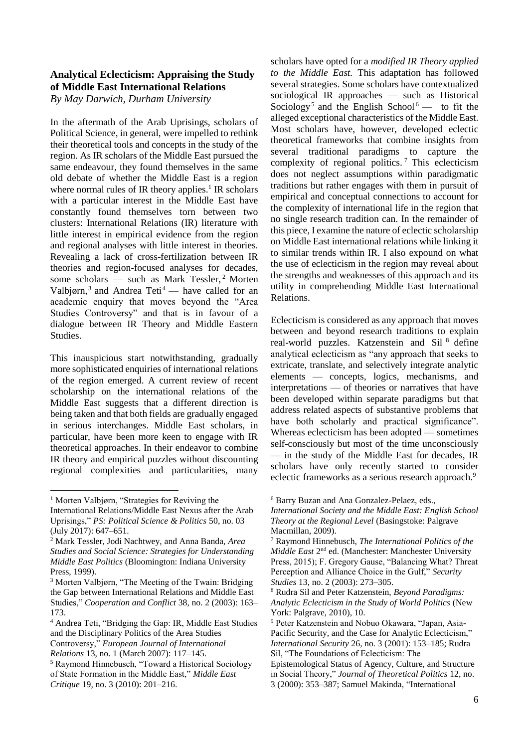## Analytical Eclecticism: Appraising the Study of Middle East International Relations

*By May Darwich, Durham University*

In the aftermath of the Arab Uprisings, scholars of Political Science, in general, were impelled to rethink their theoretical tools and concepts in the study of the region. As IR scholars of the Middle East pursued the same endeavour, they found themselves in the same old debate of whether the Middle East is a region where normal rules of IR theory applies.[1] IR scholars with a particular interest in the Middle East have constantly found themselves torn between two clusters: International Relations (IR) literature with little interest in empirical evidence from the region and regional analyses with little interest in theories. Revealing a lack of cross-fertilization between IR theories and region-focused analyses for decades, some scholars — such as Mark Tessler,[2] Morten Valbjørn,[3] and Andrea Teti[4] — have called for an academic enquiry that moves beyond the "Area Studies Controversy" and that is in favour of a dialogue between IR Theory and Middle Eastern Studies.

This inauspicious start notwithstanding, gradually more sophisticated enquiries of international relations of the region emerged. A current review of recent scholarship on the international relations of the Middle East suggests that a different direction is being taken and that both fields are gradually engaged in serious interchanges. Middle East scholars, in particular, have been more keen to engage with IR theoretical approaches. In their endeavor to combine IR theory and empirical puzzles without discounting regional complexities and particularities, many scholars have opted for a *modified IR Theory applied to the Middle East*. This adaptation has followed several strategies. Some scholars have contextualized sociological IR approaches — such as Historical Sociology[5] and the English School[6] — to fit the alleged exceptional characteristics of the Middle East. Most scholars have, however, developed eclectic theoretical frameworks that combine insights from several traditional paradigms to capture the complexity of regional politics.[7] This eclecticism does not neglect assumptions within paradigmatic traditions but rather engages with them in pursuit of empirical and conceptual connections to account for the complexity of international life in the region that no single research tradition can. In the remainder of this piece, I examine the nature of eclectic scholarship on Middle East international relations while linking it to similar trends within IR. I also expound on what the use of eclecticism in the region may reveal about the strengths and weaknesses of this approach and its utility in comprehending Middle East International Relations.

Eclecticism is considered as any approach that moves between and beyond research traditions to explain real-world puzzles. Katzenstein and Sil[8] define analytical eclecticism as "any approach that seeks to extricate, translate, and selectively integrate analytic elements — concepts, logics, mechanisms, and interpretations — of theories or narratives that have been developed within separate paradigms but that address related aspects of substantive problems that have both scholarly and practical significance". Whereas eclecticism has been adopted — sometimes self-consciously but most of the time unconsciously — in the study of the Middle East for decades, IR scholars have only recently started to consider eclectic frameworks as a serious research approach.[9]

---

[1] Morten Valbjørn, "Strategies for Reviving the International Relations/Middle East Nexus after the Arab Uprisings," *PS: Political Science & Politics* 50, no. 03 (July 2017): 647–651.

[2] Mark Tessler, Jodi Nachtwey, and Anna Banda, *Area Studies and Social Science: Strategies for Understanding Middle East Politics* (Bloomington: Indiana University Press, 1999).

[3] Morten Valbjørn, "The Meeting of the Twain: Bridging the Gap between International Relations and Middle East Studies," *Cooperation and Conflict* 38, no. 2 (2003): 163–173.

[4] Andrea Teti, "Bridging the Gap: IR, Middle East Studies and the Disciplinary Politics of the Area Studies Controversy," *European Journal of International Relations* 13, no. 1 (March 2007): 117–145.

[5] Raymond Hinnebusch, "Toward a Historical Sociology of State Formation in the Middle East," *Middle East Critique* 19, no. 3 (2010): 201–216.

[6] Barry Buzan and Ana Gonzalez-Pelaez, eds., *International Society and the Middle East: English School Theory at the Regional Level* (Basingstoke: Palgrave Macmillan, 2009).

[7] Raymond Hinnebusch, *The International Politics of the Middle East* 2nd ed. (Manchester: Manchester University Press, 2015); F. Gregory Gause, "Balancing What? Threat Perception and Alliance Choice in the Gulf," *Security Studies* 13, no. 2 (2003): 273–305.

[8] Rudra Sil and Peter Katzenstein, *Beyond Paradigms: Analytic Eclecticism in the Study of World Politics* (New York: Palgrave, 2010), 10.

[9] Peter Katzenstein and Nobuo Okawara, "Japan, Asia-Pacific Security, and the Case for Analytic Eclecticism," *International Security* 26, no. 3 (2001): 153–185; Rudra Sil, "The Foundations of Eclecticism: The Epistemological Status of Agency, Culture, and Structure in Social Theory," *Journal of Theoretical Politics* 12, no. 3 (2000): 353–387; Samuel Makinda, "International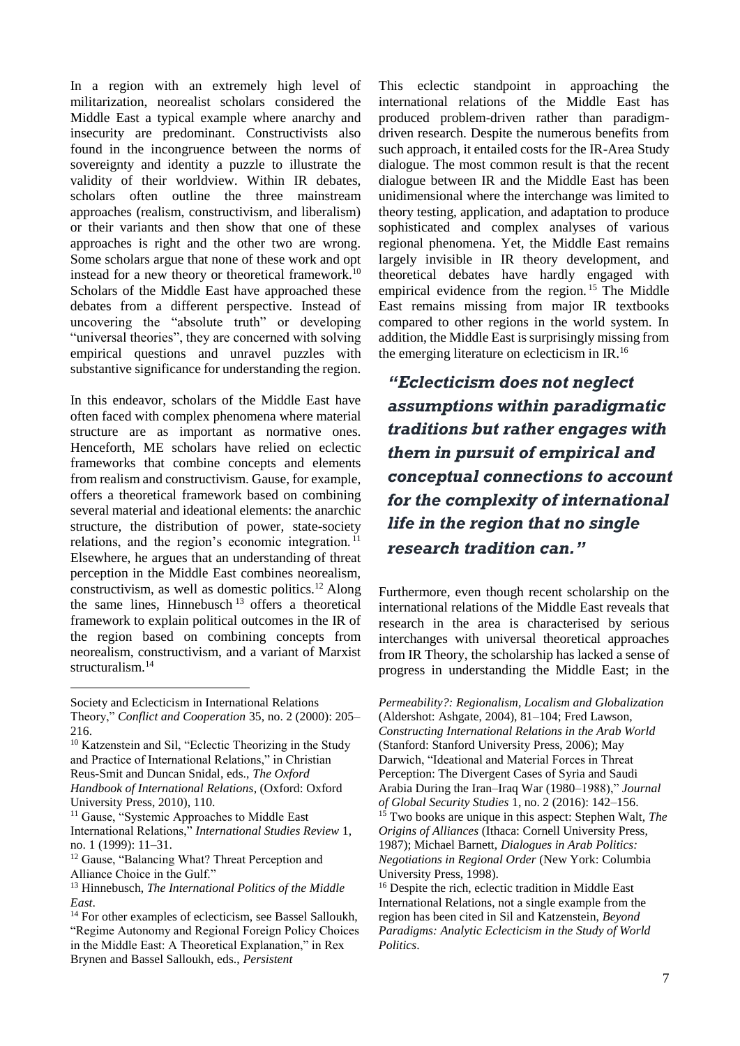In a region with an extremely high level of militarization, neorealist scholars considered the Middle East a typical example where anarchy and insecurity are predominant. Constructivists also found in the incongruence between the norms of sovereignty and identity a puzzle to illustrate the validity of their worldview. Within IR debates, scholars often outline the three mainstream approaches (realism, constructivism, and liberalism) or their variants and then show that one of these approaches is right and the other two are wrong. Some scholars argue that none of these work and opt instead for a new theory or theoretical framework.[10] Scholars of the Middle East have approached these debates from a different perspective. Instead of uncovering the "absolute truth" or developing "universal theories", they are concerned with solving empirical questions and unravel puzzles with substantive significance for understanding the region.

In this endeavor, scholars of the Middle East have often faced with complex phenomena where material structure are as important as normative ones. Henceforth, ME scholars have relied on eclectic frameworks that combine concepts and elements from realism and constructivism. Gause, for example, offers a theoretical framework based on combining several material and ideational elements: the anarchic structure, the distribution of power, state-society relations, and the region's economic integration.[11] Elsewhere, he argues that an understanding of threat perception in the Middle East combines neorealism, constructivism, as well as domestic politics.[12] Along the same lines, Hinnebusch[13] offers a theoretical framework to explain political outcomes in the IR of the region based on combining concepts from neorealism, constructivism, and a variant of Marxist structuralism.[14]

This eclectic standpoint in approaching the international relations of the Middle East has produced problem-driven rather than paradigm-driven research. Despite the numerous benefits from such approach, it entailed costs for the IR-Area Study dialogue. The most common result is that the recent dialogue between IR and the Middle East has been unidimensional where the interchange was limited to theory testing, application, and adaptation to produce sophisticated and complex analyses of various regional phenomena. Yet, the Middle East remains largely invisible in IR theory development, and theoretical debates have hardly engaged with empirical evidence from the region.[15] The Middle East remains missing from major IR textbooks compared to other regions in the world system. In addition, the Middle East is surprisingly missing from the emerging literature on eclecticism in IR.[16]

> ***"Eclecticism does not neglect assumptions within paradigmatic traditions but rather engages with them in pursuit of empirical and conceptual connections to account for the complexity of international life in the region that no single research tradition can."***

Furthermore, even though recent scholarship on the international relations of the Middle East reveals that research in the area is characterised by serious interchanges with universal theoretical approaches from IR Theory, the scholarship has lacked a sense of progress in understanding the Middle East; in the

---

Society and Eclecticism in International Relations Theory," *Conflict and Cooperation* 35, no. 2 (2000): 205–216.

[10] Katzenstein and Sil, "Eclectic Theorizing in the Study and Practice of International Relations," in Christian Reus-Smit and Duncan Snidal, eds., *The Oxford Handbook of International Relations*, (Oxford: Oxford University Press, 2010), 110.

[11] Gause, "Systemic Approaches to Middle East International Relations," *International Studies Review* 1, no. 1 (1999): 11–31.

[12] Gause, "Balancing What? Threat Perception and Alliance Choice in the Gulf."

[13] Hinnebusch, *The International Politics of the Middle East*.

[14] For other examples of eclecticism, see Bassel Salloukh, "Regime Autonomy and Regional Foreign Policy Choices in the Middle East: A Theoretical Explanation," in Rex Brynen and Bassel Salloukh, eds., *Persistent Permeability?: Regionalism, Localism and Globalization* (Aldershot: Ashgate, 2004), 81–104; Fred Lawson, *Constructing International Relations in the Arab World* (Stanford: Stanford University Press, 2006); May Darwich, "Ideational and Material Forces in Threat Perception: The Divergent Cases of Syria and Saudi Arabia During the Iran–Iraq War (1980–1988)," *Journal of Global Security Studies* 1, no. 2 (2016): 142–156.

[15] Two books are unique in this aspect: Stephen Walt, *The Origins of Alliances* (Ithaca: Cornell University Press, 1987); Michael Barnett, *Dialogues in Arab Politics: Negotiations in Regional Order* (New York: Columbia University Press, 1998).

[16] Despite the rich, eclectic tradition in Middle East International Relations, not a single example from the region has been cited in Sil and Katzenstein, *Beyond Paradigms: Analytic Eclecticism in the Study of World Politics*.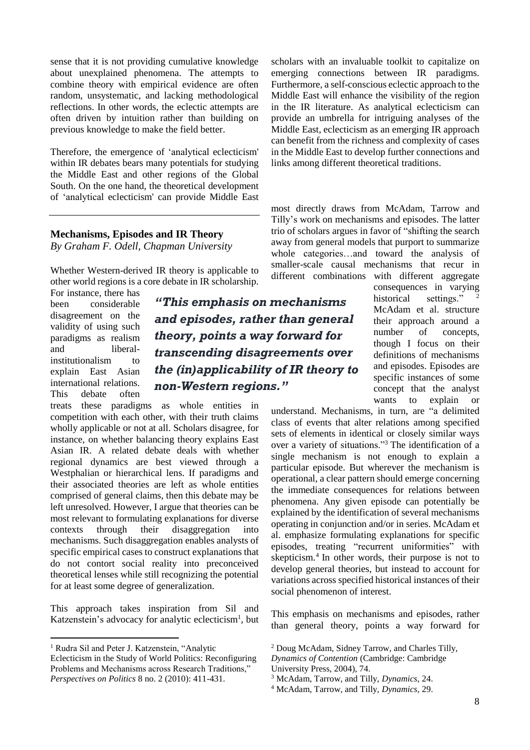sense that it is not providing cumulative knowledge about unexplained phenomena. The attempts to combine theory with empirical evidence are often random, unsystematic, and lacking methodological reflections. In other words, the eclectic attempts are often driven by intuition rather than building on previous knowledge to make the field better.

Therefore, the emergence of 'analytical eclecticism' within IR debates bears many potentials for studying the Middle East and other regions of the Global South. On the one hand, the theoretical development of 'analytical eclecticism' can provide Middle East scholars with an invaluable toolkit to capitalize on emerging connections between IR paradigms. Furthermore, a self-conscious eclectic approach to the Middle East will enhance the visibility of the region in the IR literature. As analytical eclecticism can provide an umbrella for intriguing analyses of the Middle East, eclecticism as an emerging IR approach can benefit from the richness and complexity of cases in the Middle East to develop further connections and links among different theoretical traditions.

## Mechanisms, Episodes and IR Theory

*By Graham F. Odell, Chapman University*

Whether Western-derived IR theory is applicable to other world regions is a core debate in IR scholarship. For instance, there has been considerable disagreement on the validity of using such paradigms as realism and liberal-institutionalism to explain East Asian international relations. This debate often treats these paradigms as whole entities in competition with each other, with their truth claims wholly applicable or not at all. Scholars disagree, for instance, on whether balancing theory explains East Asian IR. A related debate deals with whether regional dynamics are best viewed through a Westphalian or hierarchical lens. If paradigms and their associated theories are left as whole entities comprised of general claims, then this debate may be left unresolved. However, I argue that theories can be most relevant to formulating explanations for diverse contexts through their disaggregation into mechanisms. Such disaggregation enables analysts of specific empirical cases to construct explanations that do not contort social reality into preconceived theoretical lenses while still recognizing the potential for at least some degree of generalization.

> ***"This emphasis on mechanisms and episodes, rather than general theory, points a way forward for transcending disagreements over the (in)applicability of IR theory to non-Western regions."***

This approach takes inspiration from Sil and Katzenstein's advocacy for analytic eclecticism[1], but most directly draws from McAdam, Tarrow and Tilly's work on mechanisms and episodes. The latter trio of scholars argues in favor of "shifting the search away from general models that purport to summarize whole categories…and toward the analysis of smaller-scale causal mechanisms that recur in different combinations with different aggregate consequences in varying historical settings."[2] McAdam et al. structure their approach around a number of concepts, though I focus on their definitions of mechanisms and episodes. Episodes are specific instances of some concept that the analyst wants to explain or understand. Mechanisms, in turn, are "a delimited class of events that alter relations among specified sets of elements in identical or closely similar ways over a variety of situations."[3] The identification of a single mechanism is not enough to explain a particular episode. But wherever the mechanism is operational, a clear pattern should emerge concerning the immediate consequences for relations between phenomena. Any given episode can potentially be explained by the identification of several mechanisms operating in conjunction and/or in series. McAdam et al. emphasize formulating explanations for specific episodes, treating "recurrent uniformities" with skepticism.[4] In other words, their purpose is not to develop general theories, but instead to account for variations across specified historical instances of their social phenomenon of interest.

This emphasis on mechanisms and episodes, rather than general theory, points a way forward for

---

[1] Rudra Sil and Peter J. Katzenstein, "Analytic Eclecticism in the Study of World Politics: Reconfiguring Problems and Mechanisms across Research Traditions," *Perspectives on Politics* 8 no. 2 (2010): 411-431.

[2] Doug McAdam, Sidney Tarrow, and Charles Tilly, *Dynamics of Contention* (Cambridge: Cambridge University Press, 2004), 74.

[3] McAdam, Tarrow, and Tilly, *Dynamics*, 24.

[4] McAdam, Tarrow, and Tilly, *Dynamics*, 29.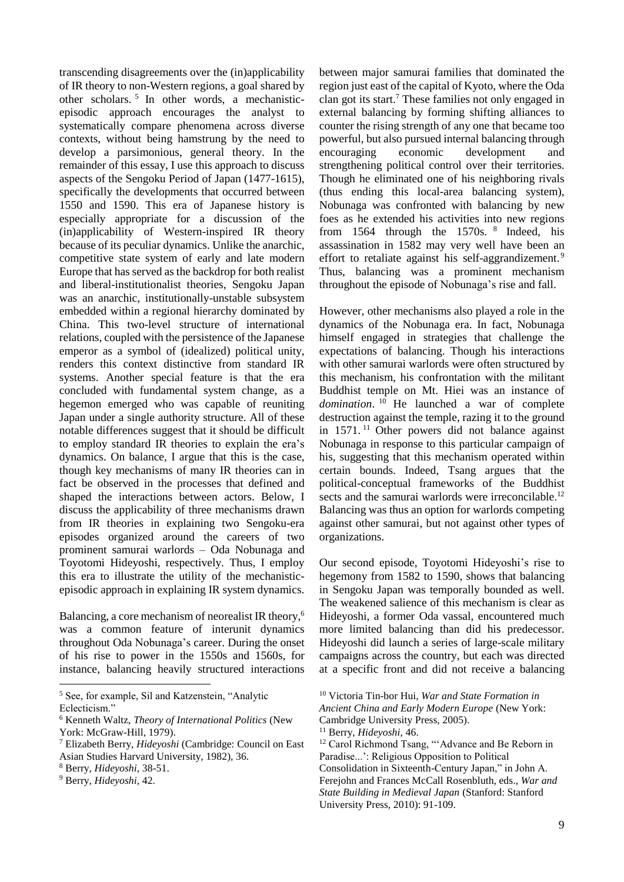transcending disagreements over the (in)applicability of IR theory to non-Western regions, a goal shared by other scholars. [5] In other words, a mechanistic-episodic approach encourages the analyst to systematically compare phenomena across diverse contexts, without being hamstrung by the need to develop a parsimonious, general theory. In the remainder of this essay, I use this approach to discuss aspects of the Sengoku Period of Japan (1477-1615), specifically the developments that occurred between 1550 and 1590. This era of Japanese history is especially appropriate for a discussion of the (in)applicability of Western-inspired IR theory because of its peculiar dynamics. Unlike the anarchic, competitive state system of early and late modern Europe that has served as the backdrop for both realist and liberal-institutionalist theories, Sengoku Japan was an anarchic, institutionally-unstable subsystem embedded within a regional hierarchy dominated by China. This two-level structure of international relations, coupled with the persistence of the Japanese emperor as a symbol of (idealized) political unity, renders this context distinctive from standard IR systems. Another special feature is that the era concluded with fundamental system change, as a hegemon emerged who was capable of reuniting Japan under a single authority structure. All of these notable differences suggest that it should be difficult to employ standard IR theories to explain the era's dynamics. On balance, I argue that this is the case, though key mechanisms of many IR theories can in fact be observed in the processes that defined and shaped the interactions between actors. Below, I discuss the applicability of three mechanisms drawn from IR theories in explaining two Sengoku-era episodes organized around the careers of two prominent samurai warlords – Oda Nobunaga and Toyotomi Hideyoshi, respectively. Thus, I employ this era to illustrate the utility of the mechanistic-episodic approach in explaining IR system dynamics.

Balancing, a core mechanism of neorealist IR theory,[6] was a common feature of interunit dynamics throughout Oda Nobunaga's career. During the onset of his rise to power in the 1550s and 1560s, for instance, balancing heavily structured interactions between major samurai families that dominated the region just east of the capital of Kyoto, where the Oda clan got its start.[7] These families not only engaged in external balancing by forming shifting alliances to counter the rising strength of any one that became too powerful, but also pursued internal balancing through encouraging economic development and strengthening political control over their territories. Though he eliminated one of his neighboring rivals (thus ending this local-area balancing system), Nobunaga was confronted with balancing by new foes as he extended his activities into new regions from 1564 through the 1570s. [8] Indeed, his assassination in 1582 may very well have been an effort to retaliate against his self-aggrandizement. [9] Thus, balancing was a prominent mechanism throughout the episode of Nobunaga's rise and fall.

However, other mechanisms also played a role in the dynamics of the Nobunaga era. In fact, Nobunaga himself engaged in strategies that challenge the expectations of balancing. Though his interactions with other samurai warlords were often structured by this mechanism, his confrontation with the militant Buddhist temple on Mt. Hiei was an instance of *domination*. [10] He launched a war of complete destruction against the temple, razing it to the ground in 1571. [11] Other powers did not balance against Nobunaga in response to this particular campaign of his, suggesting that this mechanism operated within certain bounds. Indeed, Tsang argues that the political-conceptual frameworks of the Buddhist sects and the samurai warlords were irreconcilable.[12] Balancing was thus an option for warlords competing against other samurai, but not against other types of organizations.

Our second episode, Toyotomi Hideyoshi's rise to hegemony from 1582 to 1590, shows that balancing in Sengoku Japan was temporally bounded as well. The weakened salience of this mechanism is clear as Hideyoshi, a former Oda vassal, encountered much more limited balancing than did his predecessor. Hideyoshi did launch a series of large-scale military campaigns across the country, but each was directed at a specific front and did not receive a balancing

---

[5] See, for example, Sil and Katzenstein, "Analytic Eclecticism."

[6] Kenneth Waltz, *Theory of International Politics* (New York: McGraw-Hill, 1979).

[7] Elizabeth Berry, *Hideyoshi* (Cambridge: Council on East Asian Studies Harvard University, 1982), 36.

[8] Berry, *Hideyoshi*, 38-51.

[9] Berry, *Hideyoshi*, 42.

[10] Victoria Tin-bor Hui, *War and State Formation in Ancient China and Early Modern Europe* (New York: Cambridge University Press, 2005).

[11] Berry, *Hideyoshi*, 46.

[12] Carol Richmond Tsang, "'Advance and Be Reborn in Paradise...': Religious Opposition to Political Consolidation in Sixteenth-Century Japan," in John A. Ferejohn and Frances McCall Rosenbluth, eds., *War and State Building in Medieval Japan* (Stanford: Stanford University Press, 2010): 91-109.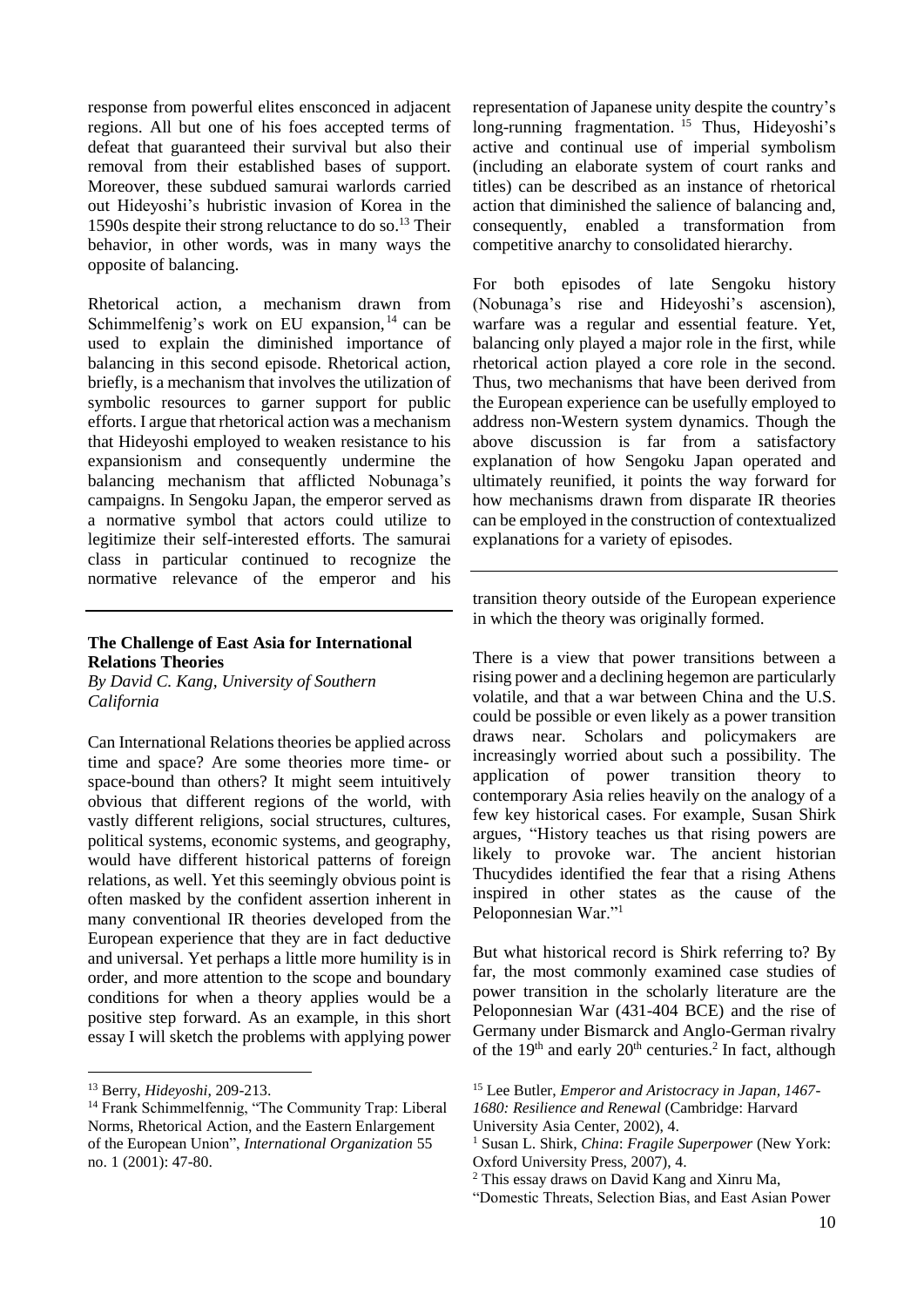response from powerful elites ensconced in adjacent regions. All but one of his foes accepted terms of defeat that guaranteed their survival but also their removal from their established bases of support. Moreover, these subdued samurai warlords carried out Hideyoshi's hubristic invasion of Korea in the 1590s despite their strong reluctance to do so.[13] Their behavior, in other words, was in many ways the opposite of balancing.

Rhetorical action, a mechanism drawn from Schimmelfenig's work on EU expansion,[14] can be used to explain the diminished importance of balancing in this second episode. Rhetorical action, briefly, is a mechanism that involves the utilization of symbolic resources to garner support for public efforts. I argue that rhetorical action was a mechanism that Hideyoshi employed to weaken resistance to his expansionism and consequently undermine the balancing mechanism that afflicted Nobunaga's campaigns. In Sengoku Japan, the emperor served as a normative symbol that actors could utilize to legitimize their self-interested efforts. The samurai class in particular continued to recognize the normative relevance of the emperor and his representation of Japanese unity despite the country's long-running fragmentation.[15] Thus, Hideyoshi's active and continual use of imperial symbolism (including an elaborate system of court ranks and titles) can be described as an instance of rhetorical action that diminished the salience of balancing and, consequently, enabled a transformation from competitive anarchy to consolidated hierarchy.

For both episodes of late Sengoku history (Nobunaga's rise and Hideyoshi's ascension), warfare was a regular and essential feature. Yet, balancing only played a major role in the first, while rhetorical action played a core role in the second. Thus, two mechanisms that have been derived from the European experience can be usefully employed to address non-Western system dynamics. Though the above discussion is far from a satisfactory explanation of how Sengoku Japan operated and ultimately reunified, it points the way forward for how mechanisms drawn from disparate IR theories can be employed in the construction of contextualized explanations for a variety of episodes.

---

**The Challenge of East Asia for International Relations Theories**
*By David C. Kang, University of Southern California*

Can International Relations theories be applied across time and space? Are some theories more time- or space-bound than others? It might seem intuitively obvious that different regions of the world, with vastly different religions, social structures, cultures, political systems, economic systems, and geography, would have different historical patterns of foreign relations, as well. Yet this seemingly obvious point is often masked by the confident assertion inherent in many conventional IR theories developed from the European experience that they are in fact deductive and universal. Yet perhaps a little more humility is in order, and more attention to the scope and boundary conditions for when a theory applies would be a positive step forward. As an example, in this short essay I will sketch the problems with applying power transition theory outside of the European experience in which the theory was originally formed.

There is a view that power transitions between a rising power and a declining hegemon are particularly volatile, and that a war between China and the U.S. could be possible or even likely as a power transition draws near. Scholars and policymakers are increasingly worried about such a possibility. The application of power transition theory to contemporary Asia relies heavily on the analogy of a few key historical cases. For example, Susan Shirk argues, "History teaches us that rising powers are likely to provoke war. The ancient historian Thucydides identified the fear that a rising Athens inspired in other states as the cause of the Peloponnesian War."[1]

But what historical record is Shirk referring to? By far, the most commonly examined case studies of power transition in the scholarly literature are the Peloponnesian War (431-404 BCE) and the rise of Germany under Bismarck and Anglo-German rivalry of the 19th and early 20th centuries.[2] In fact, although

---

[13] Berry, *Hideyoshi*, 209-213.

[14] Frank Schimmelfennig, "The Community Trap: Liberal Norms, Rhetorical Action, and the Eastern Enlargement of the European Union", *International Organization* 55 no. 1 (2001): 47-80.

[15] Lee Butler, *Emperor and Aristocracy in Japan, 1467-1680: Resilience and Renewal* (Cambridge: Harvard University Asia Center, 2002), 4.

[1] Susan L. Shirk, *China*: *Fragile Superpower* (New York: Oxford University Press, 2007), 4.

[2] This essay draws on David Kang and Xinru Ma, "Domestic Threats, Selection Bias, and East Asian Power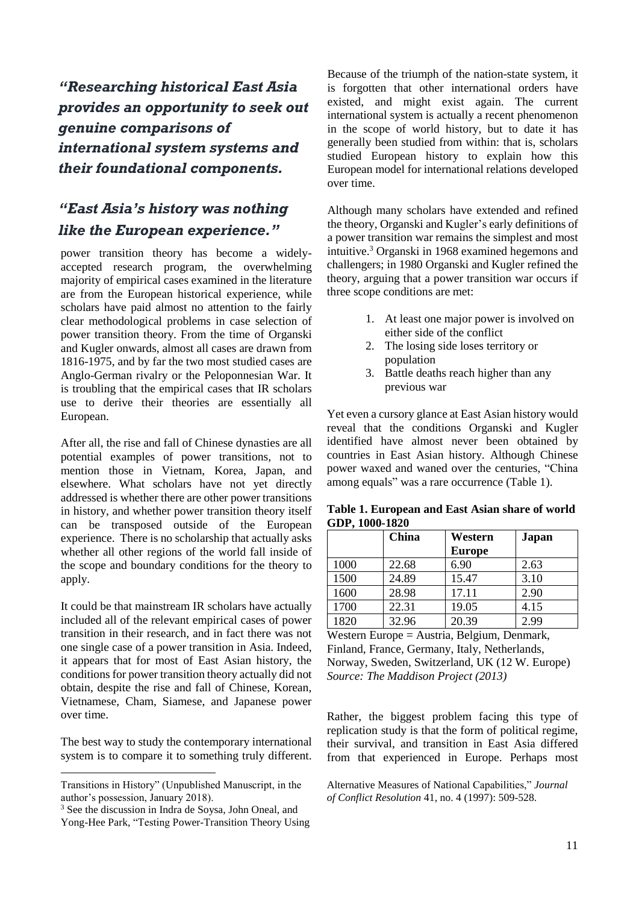***"Researching historical East Asia provides an opportunity to seek out genuine comparisons of international system systems and their foundational components.***

***"East Asia's history was nothing like the European experience."***

power transition theory has become a widely-accepted research program, the overwhelming majority of empirical cases examined in the literature are from the European historical experience, while scholars have paid almost no attention to the fairly clear methodological problems in case selection of power transition theory. From the time of Organski and Kugler onwards, almost all cases are drawn from 1816-1975, and by far the two most studied cases are Anglo-German rivalry or the Peloponnesian War. It is troubling that the empirical cases that IR scholars use to derive their theories are essentially all European.

After all, the rise and fall of Chinese dynasties are all potential examples of power transitions, not to mention those in Vietnam, Korea, Japan, and elsewhere. What scholars have not yet directly addressed is whether there are other power transitions in history, and whether power transition theory itself can be transposed outside of the European experience. There is no scholarship that actually asks whether all other regions of the world fall inside of the scope and boundary conditions for the theory to apply.

It could be that mainstream IR scholars have actually included all of the relevant empirical cases of power transition in their research, and in fact there was not one single case of a power transition in Asia. Indeed, it appears that for most of East Asian history, the conditions for power transition theory actually did not obtain, despite the rise and fall of Chinese, Korean, Vietnamese, Cham, Siamese, and Japanese power over time.

The best way to study the contemporary international system is to compare it to something truly different. Because of the triumph of the nation-state system, it is forgotten that other international orders have existed, and might exist again. The current international system is actually a recent phenomenon in the scope of world history, but to date it has generally been studied from within: that is, scholars studied European history to explain how this European model for international relations developed over time.

Although many scholars have extended and refined the theory, Organski and Kugler's early definitions of a power transition war remains the simplest and most intuitive.[3] Organski in 1968 examined hegemons and challengers; in 1980 Organski and Kugler refined the theory, arguing that a power transition war occurs if three scope conditions are met:

1. At least one major power is involved on either side of the conflict
2. The losing side loses territory or population
3. Battle deaths reach higher than any previous war

Yet even a cursory glance at East Asian history would reveal that the conditions Organski and Kugler identified have almost never been obtained by countries in East Asian history. Although Chinese power waxed and waned over the centuries, "China among equals" was a rare occurrence (Table 1).

**Table 1. European and East Asian share of world GDP, 1000-1820**

| | China | Western Europe | Japan |
|---|---|---|---|
| 1000 | 22.68 | 6.90 | 2.63 |
| 1500 | 24.89 | 15.47 | 3.10 |
| 1600 | 28.98 | 17.11 | 2.90 |
| 1700 | 22.31 | 19.05 | 4.15 |
| 1820 | 32.96 | 20.39 | 2.99 |

Western Europe = Austria, Belgium, Denmark, Finland, France, Germany, Italy, Netherlands, Norway, Sweden, Switzerland, UK (12 W. Europe)
*Source: The Maddison Project (2013)*

Rather, the biggest problem facing this type of replication study is that the form of political regime, their survival, and transition in East Asia differed from that experienced in Europe. Perhaps most

---

Transitions in History" (Unpublished Manuscript, in the author's possession, January 2018).

[3] See the discussion in Indra de Soysa, John Oneal, and Yong-Hee Park, "Testing Power-Transition Theory Using Alternative Measures of National Capabilities," *Journal of Conflict Resolution* 41, no. 4 (1997): 509-528.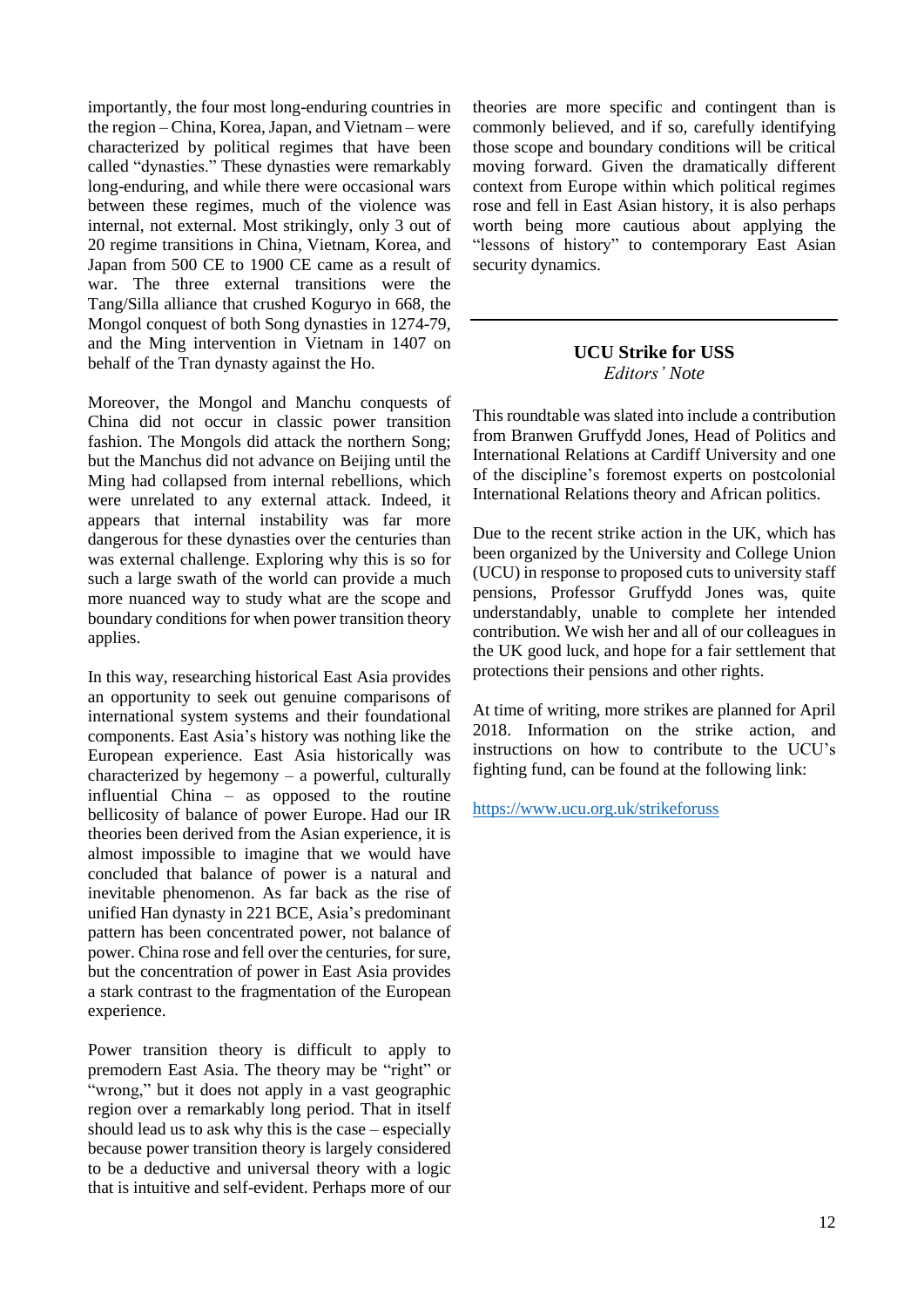importantly, the four most long-enduring countries in the region – China, Korea, Japan, and Vietnam – were characterized by political regimes that have been called "dynasties." These dynasties were remarkably long-enduring, and while there were occasional wars between these regimes, much of the violence was internal, not external. Most strikingly, only 3 out of 20 regime transitions in China, Vietnam, Korea, and Japan from 500 CE to 1900 CE came as a result of war. The three external transitions were the Tang/Silla alliance that crushed Koguryo in 668, the Mongol conquest of both Song dynasties in 1274-79, and the Ming intervention in Vietnam in 1407 on behalf of the Tran dynasty against the Ho.

Moreover, the Mongol and Manchu conquests of China did not occur in classic power transition fashion. The Mongols did attack the northern Song; but the Manchus did not advance on Beijing until the Ming had collapsed from internal rebellions, which were unrelated to any external attack. Indeed, it appears that internal instability was far more dangerous for these dynasties over the centuries than was external challenge. Exploring why this is so for such a large swath of the world can provide a much more nuanced way to study what are the scope and boundary conditions for when power transition theory applies.

In this way, researching historical East Asia provides an opportunity to seek out genuine comparisons of international system systems and their foundational components. East Asia's history was nothing like the European experience. East Asia historically was characterized by hegemony – a powerful, culturally influential China – as opposed to the routine bellicosity of balance of power Europe. Had our IR theories been derived from the Asian experience, it is almost impossible to imagine that we would have concluded that balance of power is a natural and inevitable phenomenon. As far back as the rise of unified Han dynasty in 221 BCE, Asia's predominant pattern has been concentrated power, not balance of power. China rose and fell over the centuries, for sure, but the concentration of power in East Asia provides a stark contrast to the fragmentation of the European experience.

Power transition theory is difficult to apply to premodern East Asia. The theory may be "right" or "wrong," but it does not apply in a vast geographic region over a remarkably long period. That in itself should lead us to ask why this is the case – especially because power transition theory is largely considered to be a deductive and universal theory with a logic that is intuitive and self-evident. Perhaps more of our theories are more specific and contingent than is commonly believed, and if so, carefully identifying those scope and boundary conditions will be critical moving forward. Given the dramatically different context from Europe within which political regimes rose and fell in East Asian history, it is also perhaps worth being more cautious about applying the "lessons of history" to contemporary East Asian security dynamics.

---

## UCU Strike for USS

*Editors' Note*

This roundtable was slated into include a contribution from Branwen Gruffydd Jones, Head of Politics and International Relations at Cardiff University and one of the discipline's foremost experts on postcolonial International Relations theory and African politics.

Due to the recent strike action in the UK, which has been organized by the University and College Union (UCU) in response to proposed cuts to university staff pensions, Professor Gruffydd Jones was, quite understandably, unable to complete her intended contribution. We wish her and all of our colleagues in the UK good luck, and hope for a fair settlement that protections their pensions and other rights.

At time of writing, more strikes are planned for April 2018. Information on the strike action, and instructions on how to contribute to the UCU's fighting fund, can be found at the following link:

https://www.ucu.org.uk/strikeforuss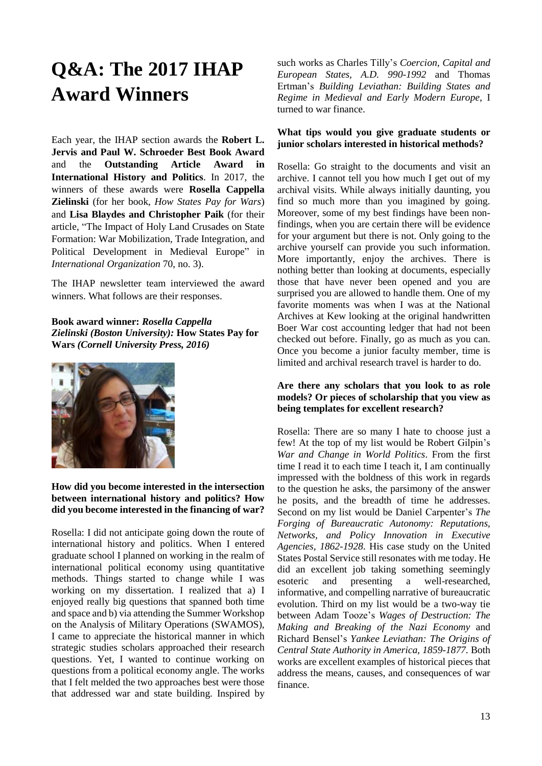# Q&A: The 2017 IHAP Award Winners

Each year, the IHAP section awards the **Robert L. Jervis and Paul W. Schroeder Best Book Award** and the **Outstanding Article Award in International History and Politics**. In 2017, the winners of these awards were **Rosella Cappella Zielinski** (for her book, *How States Pay for Wars*) and **Lisa Blaydes and Christopher Paik** (for their article, "The Impact of Holy Land Crusades on State Formation: War Mobilization, Trade Integration, and Political Development in Medieval Europe" in *International Organization* 70, no. 3).

The IHAP newsletter team interviewed the award winners. What follows are their responses.

**Book award winner: *Rosella Cappella Zielinski (Boston University):* How States Pay for Wars *(Cornell University Press, 2016)***

**How did you become interested in the intersection between international history and politics? How did you become interested in the financing of war?**

Rosella: I did not anticipate going down the route of international history and politics. When I entered graduate school I planned on working in the realm of international political economy using quantitative methods. Things started to change while I was working on my dissertation. I realized that a) I enjoyed really big questions that spanned both time and space and b) via attending the Summer Workshop on the Analysis of Military Operations (SWAMOS), I came to appreciate the historical manner in which strategic studies scholars approached their research questions. Yet, I wanted to continue working on questions from a political economy angle. The works that I felt melded the two approaches best were those that addressed war and state building. Inspired by such works as Charles Tilly's *Coercion, Capital and European States, A.D. 990-1992* and Thomas Ertman's *Building Leviathan: Building States and Regime in Medieval and Early Modern Europe*, I turned to war finance.

**What tips would you give graduate students or junior scholars interested in historical methods?**

Rosella: Go straight to the documents and visit an archive. I cannot tell you how much I get out of my archival visits. While always initially daunting, you find so much more than you imagined by going. Moreover, some of my best findings have been non-findings, when you are certain there will be evidence for your argument but there is not. Only going to the archive yourself can provide you such information. More importantly, enjoy the archives. There is nothing better than looking at documents, especially those that have never been opened and you are surprised you are allowed to handle them. One of my favorite moments was when I was at the National Archives at Kew looking at the original handwritten Boer War cost accounting ledger that had not been checked out before. Finally, go as much as you can. Once you become a junior faculty member, time is limited and archival research travel is harder to do.

**Are there any scholars that you look to as role models? Or pieces of scholarship that you view as being templates for excellent research?**

Rosella: There are so many I hate to choose just a few! At the top of my list would be Robert Gilpin's *War and Change in World Politics*. From the first time I read it to each time I teach it, I am continually impressed with the boldness of this work in regards to the question he asks, the parsimony of the answer he posits, and the breadth of time he addresses. Second on my list would be Daniel Carpenter's *The Forging of Bureaucratic Autonomy: Reputations, Networks, and Policy Innovation in Executive Agencies, 1862-1928*. His case study on the United States Postal Service still resonates with me today. He did an excellent job taking something seemingly esoteric and presenting a well-researched, informative, and compelling narrative of bureaucratic evolution. Third on my list would be a two-way tie between Adam Tooze's *Wages of Destruction: The Making and Breaking of the Nazi Economy* and Richard Bensel's *Yankee Leviathan: The Origins of Central State Authority in America, 1859-1877*. Both works are excellent examples of historical pieces that address the means, causes, and consequences of war finance.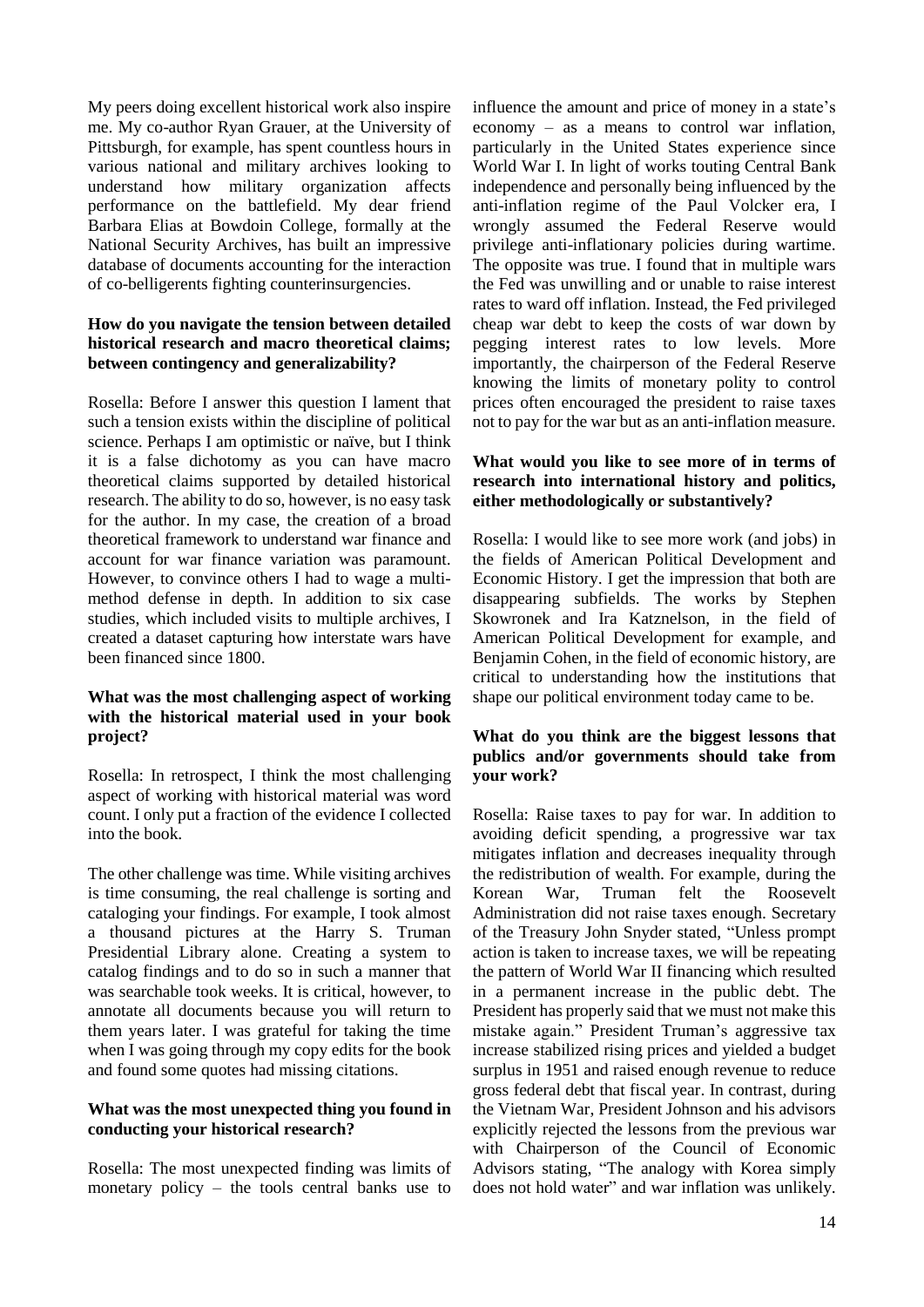My peers doing excellent historical work also inspire me. My co-author Ryan Grauer, at the University of Pittsburgh, for example, has spent countless hours in various national and military archives looking to understand how military organization affects performance on the battlefield. My dear friend Barbara Elias at Bowdoin College, formally at the National Security Archives, has built an impressive database of documents accounting for the interaction of co-belligerents fighting counterinsurgencies.

**How do you navigate the tension between detailed historical research and macro theoretical claims; between contingency and generalizability?**

Rosella: Before I answer this question I lament that such a tension exists within the discipline of political science. Perhaps I am optimistic or naïve, but I think it is a false dichotomy as you can have macro theoretical claims supported by detailed historical research. The ability to do so, however, is no easy task for the author. In my case, the creation of a broad theoretical framework to understand war finance and account for war finance variation was paramount. However, to convince others I had to wage a multi-method defense in depth. In addition to six case studies, which included visits to multiple archives, I created a dataset capturing how interstate wars have been financed since 1800.

**What was the most challenging aspect of working with the historical material used in your book project?**

Rosella: In retrospect, I think the most challenging aspect of working with historical material was word count. I only put a fraction of the evidence I collected into the book.

The other challenge was time. While visiting archives is time consuming, the real challenge is sorting and cataloging your findings. For example, I took almost a thousand pictures at the Harry S. Truman Presidential Library alone. Creating a system to catalog findings and to do so in such a manner that was searchable took weeks. It is critical, however, to annotate all documents because you will return to them years later. I was grateful for taking the time when I was going through my copy edits for the book and found some quotes had missing citations.

**What was the most unexpected thing you found in conducting your historical research?**

Rosella: The most unexpected finding was limits of monetary policy – the tools central banks use to influence the amount and price of money in a state's economy – as a means to control war inflation, particularly in the United States experience since World War I. In light of works touting Central Bank independence and personally being influenced by the anti-inflation regime of the Paul Volcker era, I wrongly assumed the Federal Reserve would privilege anti-inflationary policies during wartime. The opposite was true. I found that in multiple wars the Fed was unwilling and or unable to raise interest rates to ward off inflation. Instead, the Fed privileged cheap war debt to keep the costs of war down by pegging interest rates to low levels. More importantly, the chairperson of the Federal Reserve knowing the limits of monetary polity to control prices often encouraged the president to raise taxes not to pay for the war but as an anti-inflation measure.

**What would you like to see more of in terms of research into international history and politics, either methodologically or substantively?**

Rosella: I would like to see more work (and jobs) in the fields of American Political Development and Economic History. I get the impression that both are disappearing subfields. The works by Stephen Skowronek and Ira Katznelson, in the field of American Political Development for example, and Benjamin Cohen, in the field of economic history, are critical to understanding how the institutions that shape our political environment today came to be.

**What do you think are the biggest lessons that publics and/or governments should take from your work?**

Rosella: Raise taxes to pay for war. In addition to avoiding deficit spending, a progressive war tax mitigates inflation and decreases inequality through the redistribution of wealth. For example, during the Korean War, Truman felt the Roosevelt Administration did not raise taxes enough. Secretary of the Treasury John Snyder stated, "Unless prompt action is taken to increase taxes, we will be repeating the pattern of World War II financing which resulted in a permanent increase in the public debt. The President has properly said that we must not make this mistake again." President Truman's aggressive tax increase stabilized rising prices and yielded a budget surplus in 1951 and raised enough revenue to reduce gross federal debt that fiscal year. In contrast, during the Vietnam War, President Johnson and his advisors explicitly rejected the lessons from the previous war with Chairperson of the Council of Economic Advisors stating, "The analogy with Korea simply does not hold water" and war inflation was unlikely.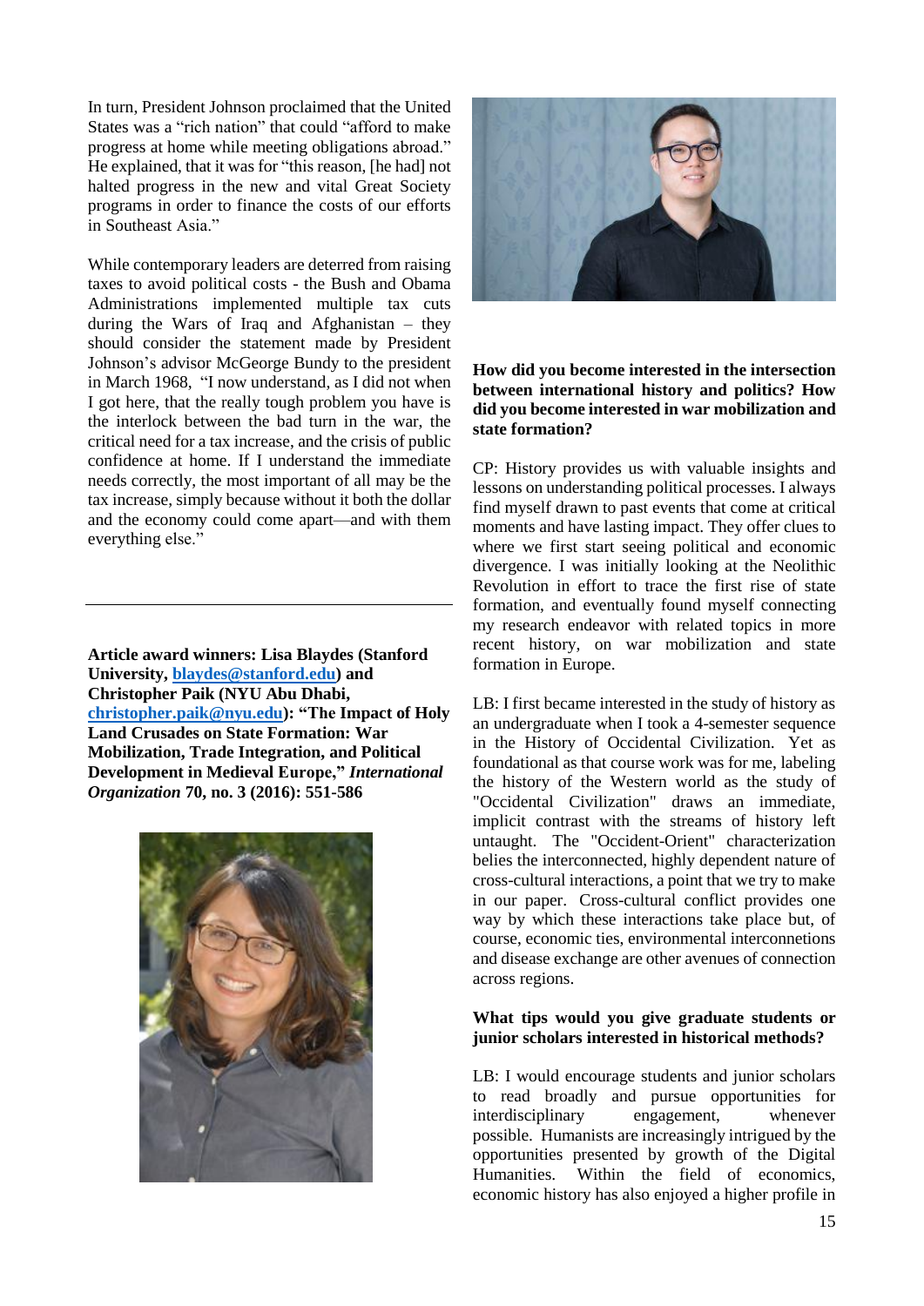In turn, President Johnson proclaimed that the United States was a "rich nation" that could "afford to make progress at home while meeting obligations abroad." He explained, that it was for "this reason, [he had] not halted progress in the new and vital Great Society programs in order to finance the costs of our efforts in Southeast Asia."

While contemporary leaders are deterred from raising taxes to avoid political costs - the Bush and Obama Administrations implemented multiple tax cuts during the Wars of Iraq and Afghanistan – they should consider the statement made by President Johnson's advisor McGeorge Bundy to the president in March 1968, "I now understand, as I did not when I got here, that the really tough problem you have is the interlock between the bad turn in the war, the critical need for a tax increase, and the crisis of public confidence at home. If I understand the immediate needs correctly, the most important of all may be the tax increase, simply because without it both the dollar and the economy could come apart—and with them everything else."

---

**Article award winners: Lisa Blaydes (Stanford University, blaydes@stanford.edu) and Christopher Paik (NYU Abu Dhabi, christopher.paik@nyu.edu): "The Impact of Holy Land Crusades on State Formation: War Mobilization, Trade Integration, and Political Development in Medieval Europe," *International Organization* 70, no. 3 (2016): 551-586**

**How did you become interested in the intersection between international history and politics? How did you become interested in war mobilization and state formation?**

CP: History provides us with valuable insights and lessons on understanding political processes. I always find myself drawn to past events that come at critical moments and have lasting impact. They offer clues to where we first start seeing political and economic divergence. I was initially looking at the Neolithic Revolution in effort to trace the first rise of state formation, and eventually found myself connecting my research endeavor with related topics in more recent history, on war mobilization and state formation in Europe.

LB: I first became interested in the study of history as an undergraduate when I took a 4-semester sequence in the History of Occidental Civilization. Yet as foundational as that course work was for me, labeling the history of the Western world as the study of "Occidental Civilization" draws an immediate, implicit contrast with the streams of history left untaught. The "Occident-Orient" characterization belies the interconnected, highly dependent nature of cross-cultural interactions, a point that we try to make in our paper. Cross-cultural conflict provides one way by which these interactions take place but, of course, economic ties, environmental interconnetions and disease exchange are other avenues of connection across regions.

**What tips would you give graduate students or junior scholars interested in historical methods?**

LB: I would encourage students and junior scholars to read broadly and pursue opportunities for interdisciplinary engagement, whenever possible. Humanists are increasingly intrigued by the opportunities presented by growth of the Digital Humanities. Within the field of economics, economic history has also enjoyed a higher profile in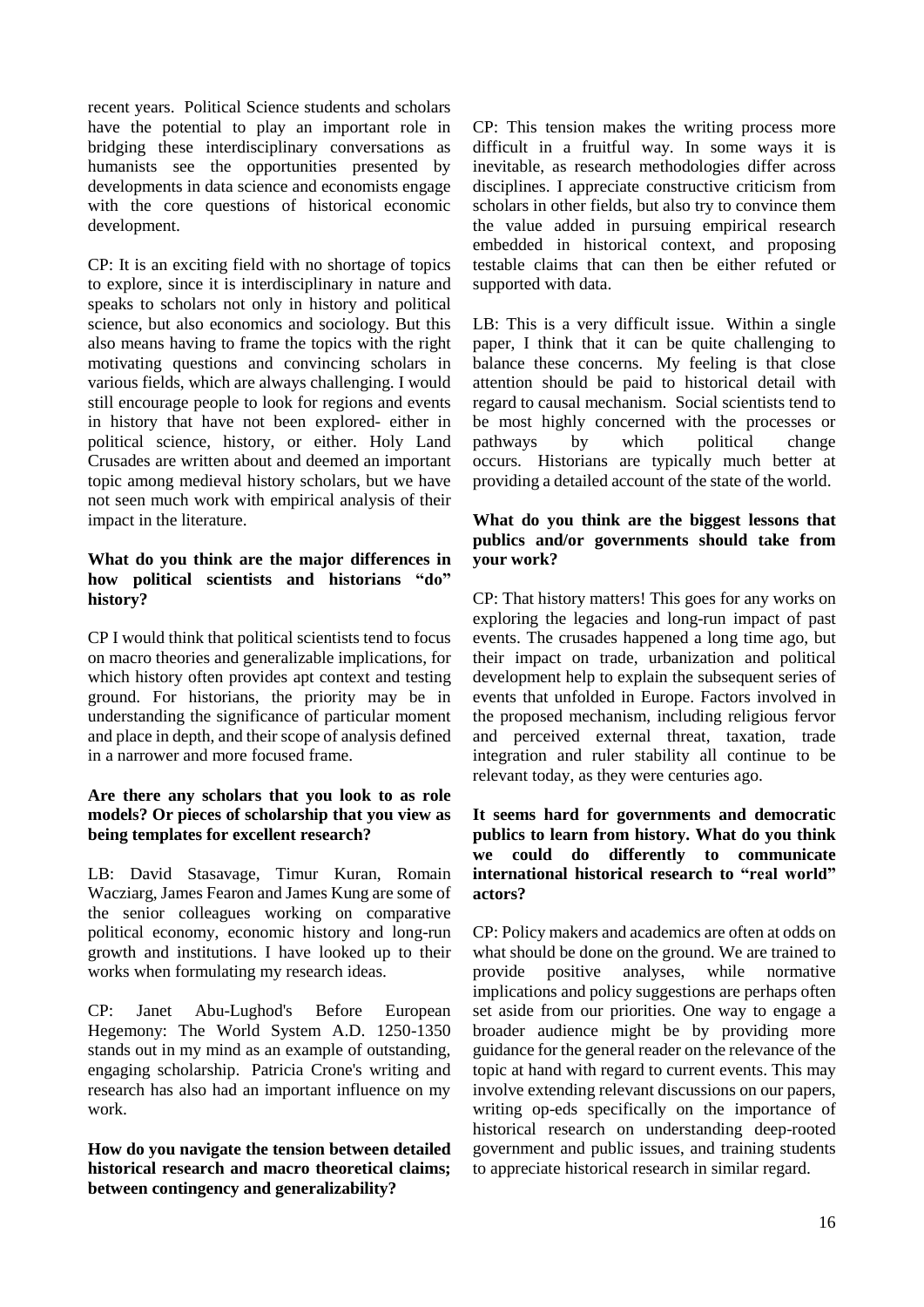recent years. Political Science students and scholars have the potential to play an important role in bridging these interdisciplinary conversations as humanists see the opportunities presented by developments in data science and economists engage with the core questions of historical economic development.

CP: It is an exciting field with no shortage of topics to explore, since it is interdisciplinary in nature and speaks to scholars not only in history and political science, but also economics and sociology. But this also means having to frame the topics with the right motivating questions and convincing scholars in various fields, which are always challenging. I would still encourage people to look for regions and events in history that have not been explored- either in political science, history, or either. Holy Land Crusades are written about and deemed an important topic among medieval history scholars, but we have not seen much work with empirical analysis of their impact in the literature.

**What do you think are the major differences in how political scientists and historians "do" history?**

CP I would think that political scientists tend to focus on macro theories and generalizable implications, for which history often provides apt context and testing ground. For historians, the priority may be in understanding the significance of particular moment and place in depth, and their scope of analysis defined in a narrower and more focused frame.

**Are there any scholars that you look to as role models? Or pieces of scholarship that you view as being templates for excellent research?**

LB: David Stasavage, Timur Kuran, Romain Wacziarg, James Fearon and James Kung are some of the senior colleagues working on comparative political economy, economic history and long-run growth and institutions. I have looked up to their works when formulating my research ideas.

CP: Janet Abu-Lughod's Before European Hegemony: The World System A.D. 1250-1350 stands out in my mind as an example of outstanding, engaging scholarship. Patricia Crone's writing and research has also had an important influence on my work.

**How do you navigate the tension between detailed historical research and macro theoretical claims; between contingency and generalizability?**

CP: This tension makes the writing process more difficult in a fruitful way. In some ways it is inevitable, as research methodologies differ across disciplines. I appreciate constructive criticism from scholars in other fields, but also try to convince them the value added in pursuing empirical research embedded in historical context, and proposing testable claims that can then be either refuted or supported with data.

LB: This is a very difficult issue. Within a single paper, I think that it can be quite challenging to balance these concerns. My feeling is that close attention should be paid to historical detail with regard to causal mechanism. Social scientists tend to be most highly concerned with the processes or pathways by which political change occurs. Historians are typically much better at providing a detailed account of the state of the world.

**What do you think are the biggest lessons that publics and/or governments should take from your work?**

CP: That history matters! This goes for any works on exploring the legacies and long-run impact of past events. The crusades happened a long time ago, but their impact on trade, urbanization and political development help to explain the subsequent series of events that unfolded in Europe. Factors involved in the proposed mechanism, including religious fervor and perceived external threat, taxation, trade integration and ruler stability all continue to be relevant today, as they were centuries ago.

**It seems hard for governments and democratic publics to learn from history. What do you think we could do differently to communicate international historical research to "real world" actors?**

CP: Policy makers and academics are often at odds on what should be done on the ground. We are trained to provide positive analyses, while normative implications and policy suggestions are perhaps often set aside from our priorities. One way to engage a broader audience might be by providing more guidance for the general reader on the relevance of the topic at hand with regard to current events. This may involve extending relevant discussions on our papers, writing op-eds specifically on the importance of historical research on understanding deep-rooted government and public issues, and training students to appreciate historical research in similar regard.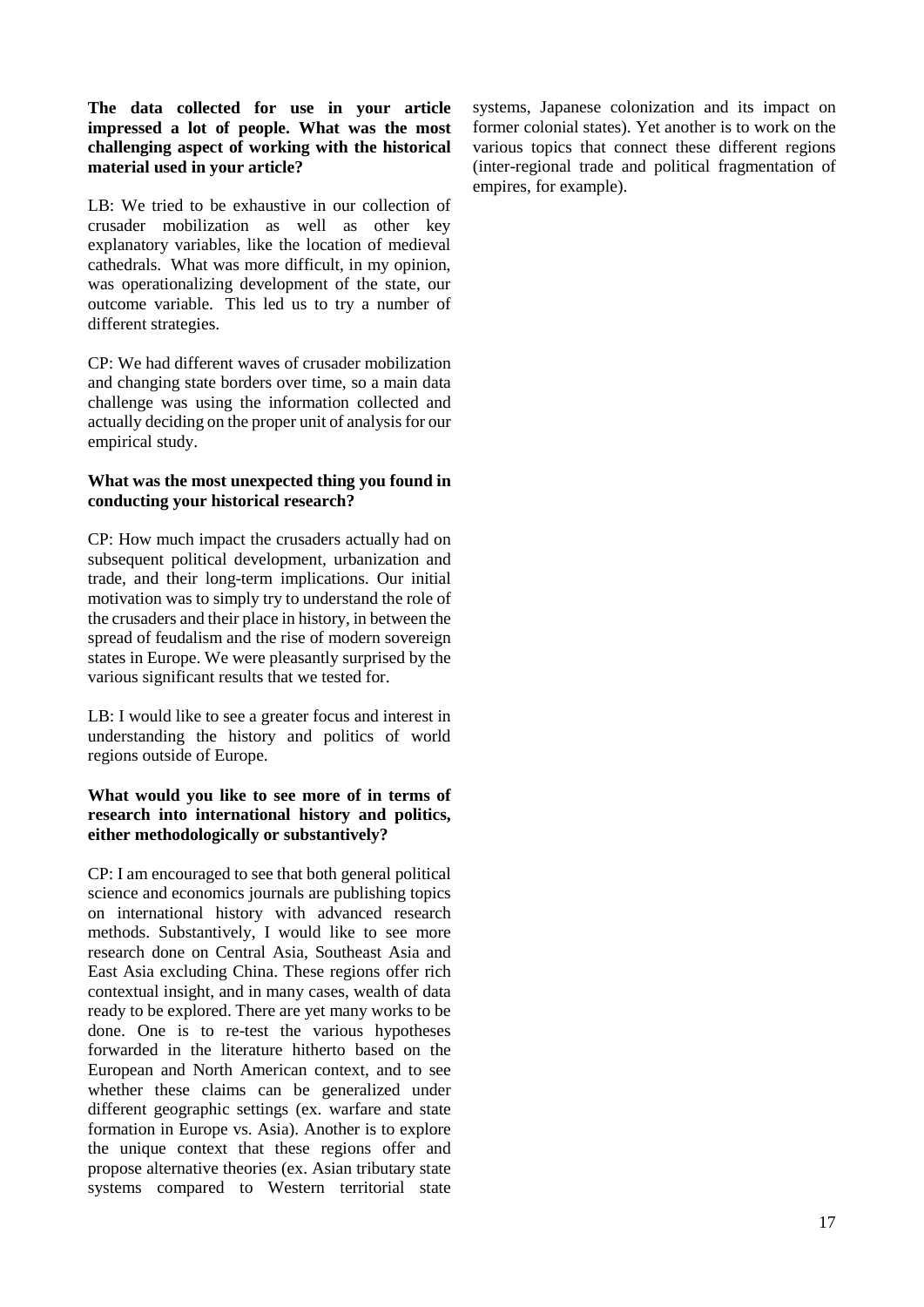**The data collected for use in your article impressed a lot of people. What was the most challenging aspect of working with the historical material used in your article?**

LB: We tried to be exhaustive in our collection of crusader mobilization as well as other key explanatory variables, like the location of medieval cathedrals. What was more difficult, in my opinion, was operationalizing development of the state, our outcome variable. This led us to try a number of different strategies.

CP: We had different waves of crusader mobilization and changing state borders over time, so a main data challenge was using the information collected and actually deciding on the proper unit of analysis for our empirical study.

**What was the most unexpected thing you found in conducting your historical research?**

CP: How much impact the crusaders actually had on subsequent political development, urbanization and trade, and their long-term implications. Our initial motivation was to simply try to understand the role of the crusaders and their place in history, in between the spread of feudalism and the rise of modern sovereign states in Europe. We were pleasantly surprised by the various significant results that we tested for.

LB: I would like to see a greater focus and interest in understanding the history and politics of world regions outside of Europe.

**What would you like to see more of in terms of research into international history and politics, either methodologically or substantively?**

CP: I am encouraged to see that both general political science and economics journals are publishing topics on international history with advanced research methods. Substantively, I would like to see more research done on Central Asia, Southeast Asia and East Asia excluding China. These regions offer rich contextual insight, and in many cases, wealth of data ready to be explored. There are yet many works to be done. One is to re-test the various hypotheses forwarded in the literature hitherto based on the European and North American context, and to see whether these claims can be generalized under different geographic settings (ex. warfare and state formation in Europe vs. Asia). Another is to explore the unique context that these regions offer and propose alternative theories (ex. Asian tributary state systems compared to Western territorial state systems, Japanese colonization and its impact on former colonial states). Yet another is to work on the various topics that connect these different regions (inter-regional trade and political fragmentation of empires, for example).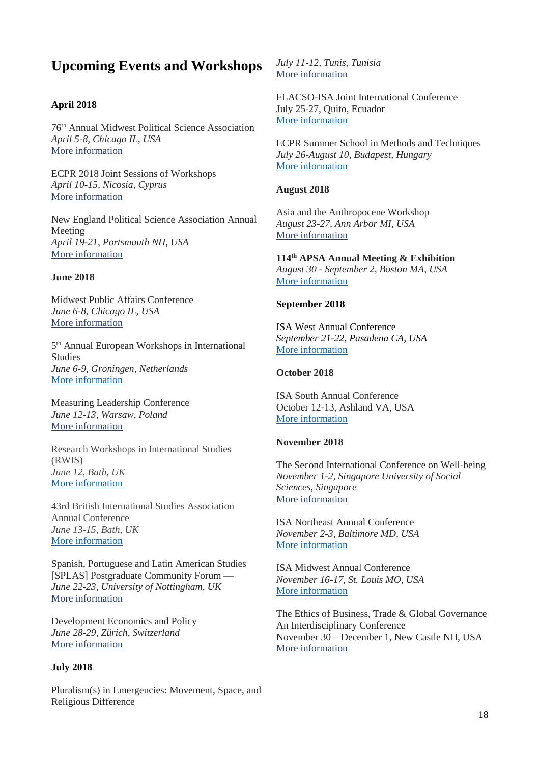# Upcoming Events and Workshops

### April 2018

76th Annual Midwest Political Science Association
*April 5-8, Chicago IL, USA*
More information

ECPR 2018 Joint Sessions of Workshops
*April 10-15, Nicosia, Cyprus*
More information

New England Political Science Association Annual Meeting
*April 19-21, Portsmouth NH, USA*
More information

### June 2018

Midwest Public Affairs Conference
*June 6-8, Chicago IL, USA*
More information

5th Annual European Workshops in International Studies
*June 6-9, Groningen, Netherlands*
More information

Measuring Leadership Conference
*June 12-13, Warsaw, Poland*
More information

Research Workshops in International Studies (RWIS)
*June 12, Bath, UK*
More information

43rd British International Studies Association Annual Conference
*June 13-15, Bath, UK*
More information

Spanish, Portuguese and Latin American Studies [SPLAS] Postgraduate Community Forum —
*June 22-23, University of Nottingham, UK*
More information

Development Economics and Policy
*June 28-29, Zürich, Switzerland*
More information

### July 2018

Pluralism(s) in Emergencies: Movement, Space, and Religious Difference
*July 11-12, Tunis, Tunisia*
More information

FLACSO-ISA Joint International Conference
July 25-27, Quito, Ecuador
More information

ECPR Summer School in Methods and Techniques
*July 26-August 10, Budapest, Hungary*
More information

### August 2018

Asia and the Anthropocene Workshop
*August 23-27, Ann Arbor MI, USA*
More information

**114th APSA Annual Meeting & Exhibition**
*August 30 - September 2, Boston MA, USA*
More information

### September 2018

ISA West Annual Conference
*September 21-22, Pasadena CA, USA*
More information

### October 2018

ISA South Annual Conference
October 12-13, Ashland VA, USA
More information

### November 2018

The Second International Conference on Well-being
*November 1-2, Singapore University of Social Sciences, Singapore*
More information

ISA Northeast Annual Conference
*November 2-3, Baltimore MD, USA*
More information

ISA Midwest Annual Conference
*November 16-17, St. Louis MO, USA*
More information

The Ethics of Business, Trade & Global Governance
An Interdisciplinary Conference
November 30 – December 1, New Castle NH, USA
More information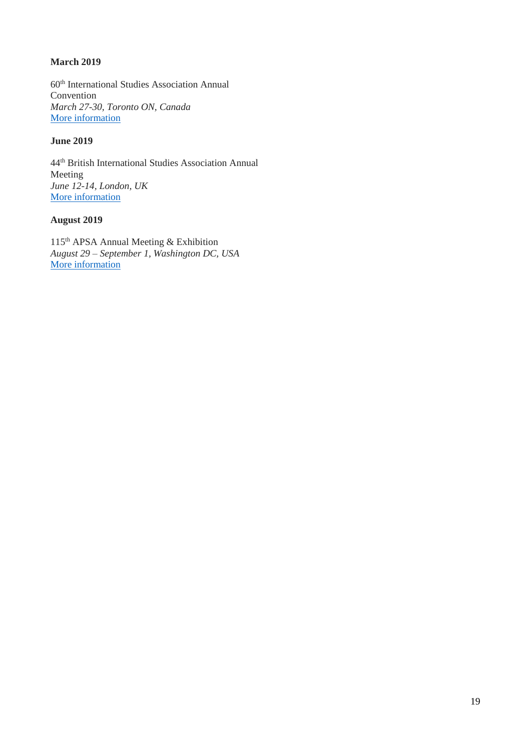**March 2019**

60th International Studies Association Annual Convention
*March 27-30, Toronto ON, Canada*
More information

**June 2019**

44th British International Studies Association Annual Meeting
*June 12-14, London, UK*
More information

**August 2019**

115th APSA Annual Meeting & Exhibition
*August 29 – September 1, Washington DC, USA*
More information